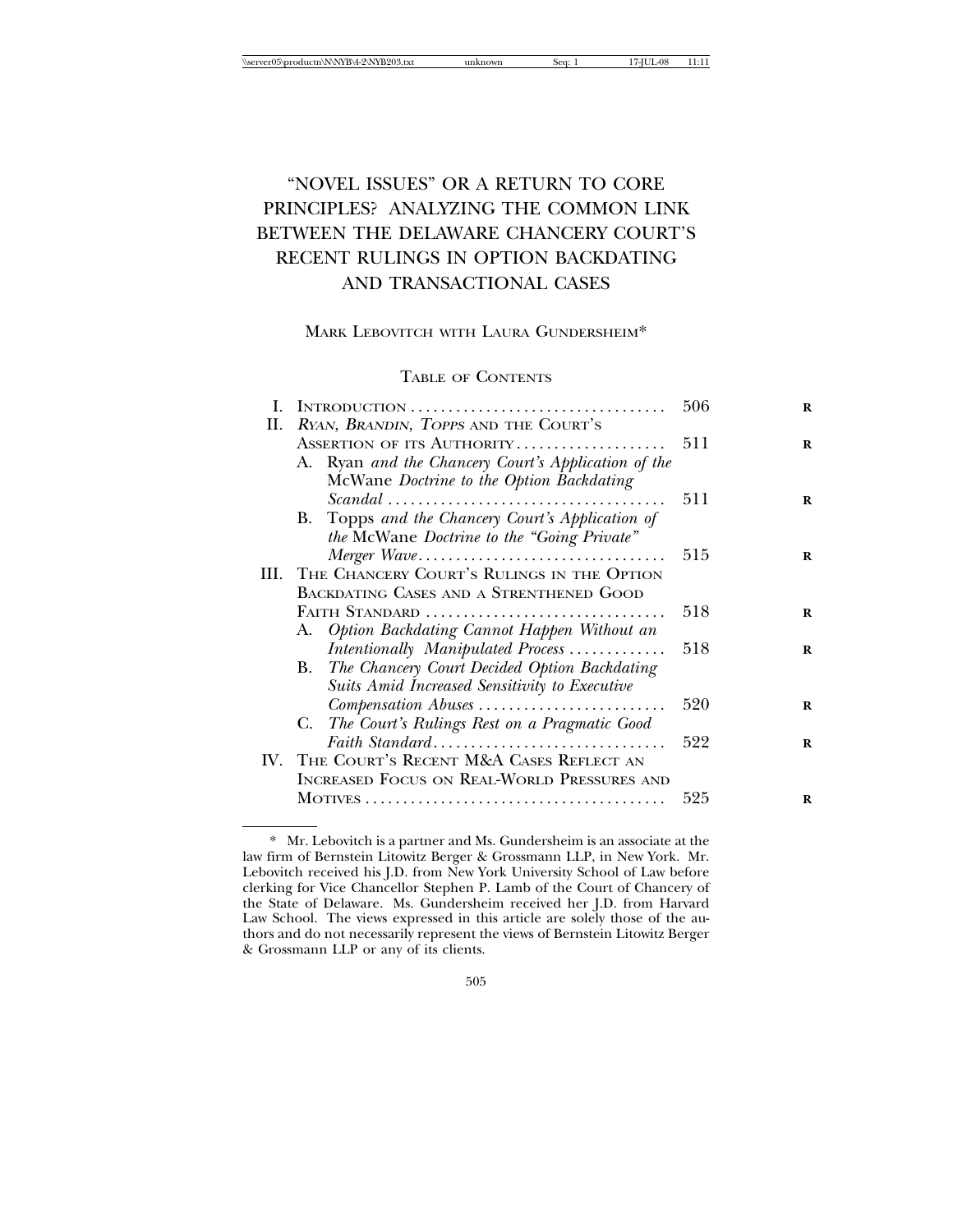# "NOVEL ISSUES" OR A RETURN TO CORE PRINCIPLES? ANALYZING THE COMMON LINK BETWEEN THE DELAWARE CHANCERY COURT'S RECENT RULINGS IN OPTION BACKDATING AND TRANSACTIONAL CASES

MARK LEBOVITCH WITH LAURA GUNDERSHEIM*

TABLE OF CONTENTS

| | | |
|---|---|---|
| I. | INTRODUCTION | 506 |
| II. | *RYAN*, *BRANDIN*, *TOPPS* AND THE COURT'S ASSERTION OF ITS AUTHORITY | 511 |
| | A. Ryan *and the Chancery Court's Application of the* McWane *Doctrine to the Option Backdating Scandal* | 511 |
| | B. Topps *and the Chancery Court's Application of the* McWane *Doctrine to the "Going Private" Merger Wave* | 515 |
| III. | THE CHANCERY COURT'S RULINGS IN THE OPTION BACKDATING CASES AND A STRENTHENED GOOD FAITH STANDARD | 518 |
| | A. *Option Backdating Cannot Happen Without an Intentionally Manipulated Process* | 518 |
| | B. *The Chancery Court Decided Option Backdating Suits Amid Increased Sensitivity to Executive Compensation Abuses* | 520 |
| | C. *The Court's Rulings Rest on a Pragmatic Good Faith Standard* | 522 |
| IV. | THE COURT'S RECENT M&A CASES REFLECT AN INCREASED FOCUS ON REAL-WORLD PRESSURES AND MOTIVES | 525 |

---

* Mr. Lebovitch is a partner and Ms. Gundersheim is an associate at the law firm of Bernstein Litowitz Berger & Grossmann LLP, in New York. Mr. Lebovitch received his J.D. from New York University School of Law before clerking for Vice Chancellor Stephen P. Lamb of the Court of Chancery of the State of Delaware. Ms. Gundersheim received her J.D. from Harvard Law School. The views expressed in this article are solely those of the authors and do not necessarily represent the views of Bernstein Litowitz Berger & Grossmann LLP or any of its clients.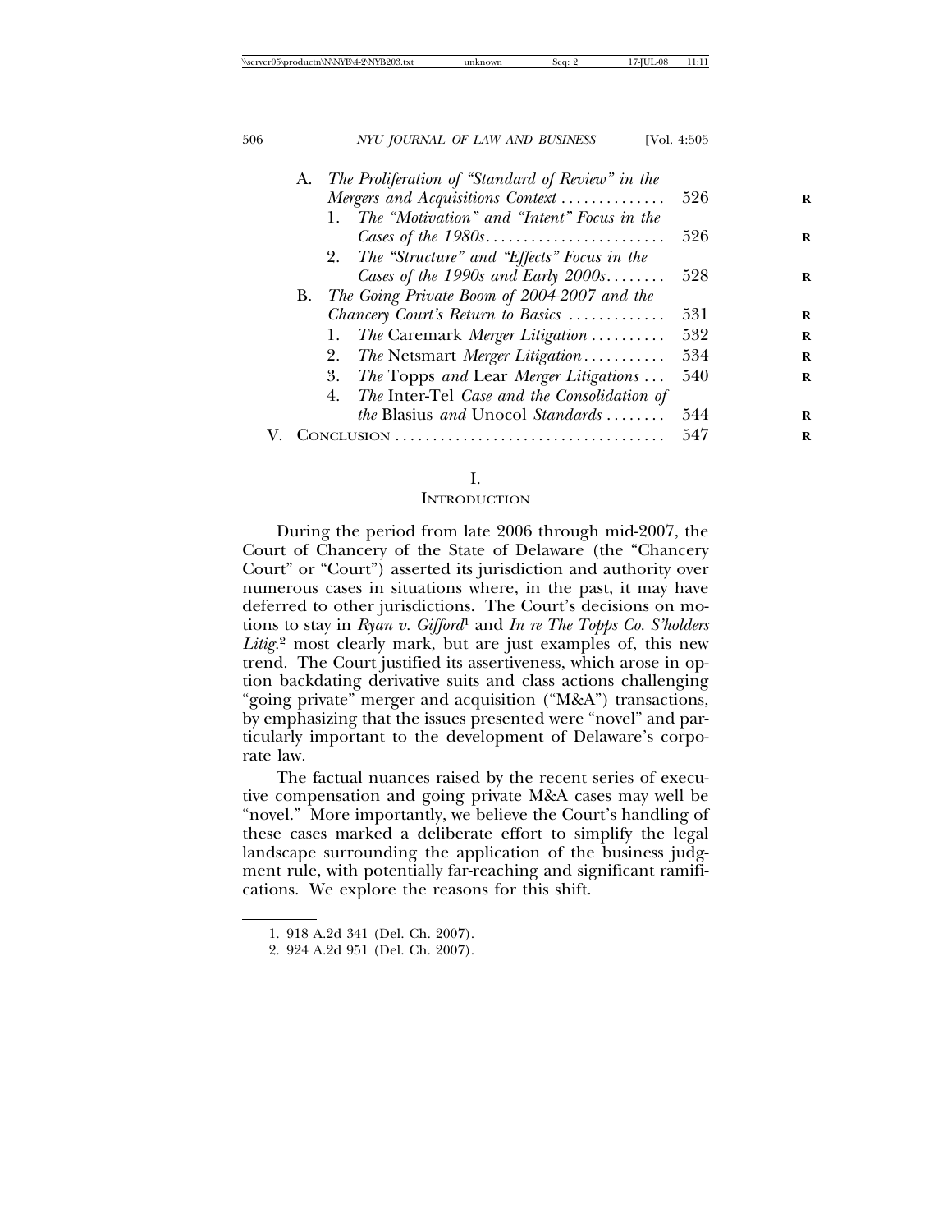- A. *The Proliferation of "Standard of Review" in the Mergers and Acquisitions Context* ............. 526
  - 1. *The "Motivation" and "Intent" Focus in the Cases of the 1980s*........................ 526
  - 2. *The "Structure" and "Effects" Focus in the Cases of the 1990s and Early 2000s*........ 528
- B. *The Going Private Boom of 2004-2007 and the Chancery Court's Return to Basics* ............ 531
  - 1. *The* Caremark *Merger Litigation* .......... 532
  - 2. *The* Netsmart *Merger Litigation*........... 534
  - 3. *The* Topps *and* Lear *Merger Litigations* ... 540
  - 4. *The* Inter-Tel *Case and the Consolidation of the* Blasius *and* Unocol *Standards* ........ 544

V. CONCLUSION .................................... 547

# I. INTRODUCTION

During the period from late 2006 through mid-2007, the Court of Chancery of the State of Delaware (the "Chancery Court" or "Court") asserted its jurisdiction and authority over numerous cases in situations where, in the past, it may have deferred to other jurisdictions. The Court's decisions on motions to stay in *Ryan v. Gifford*[1] and *In re The Topps Co. S'holders Litig.*[2] most clearly mark, but are just examples of, this new trend. The Court justified its assertiveness, which arose in option backdating derivative suits and class actions challenging "going private" merger and acquisition ("M&A") transactions, by emphasizing that the issues presented were "novel" and particularly important to the development of Delaware's corporate law.

The factual nuances raised by the recent series of executive compensation and going private M&A cases may well be "novel." More importantly, we believe the Court's handling of these cases marked a deliberate effort to simplify the legal landscape surrounding the application of the business judgment rule, with potentially far-reaching and significant ramifications. We explore the reasons for this shift.

---

1. 918 A.2d 341 (Del. Ch. 2007).
2. 924 A.2d 951 (Del. Ch. 2007).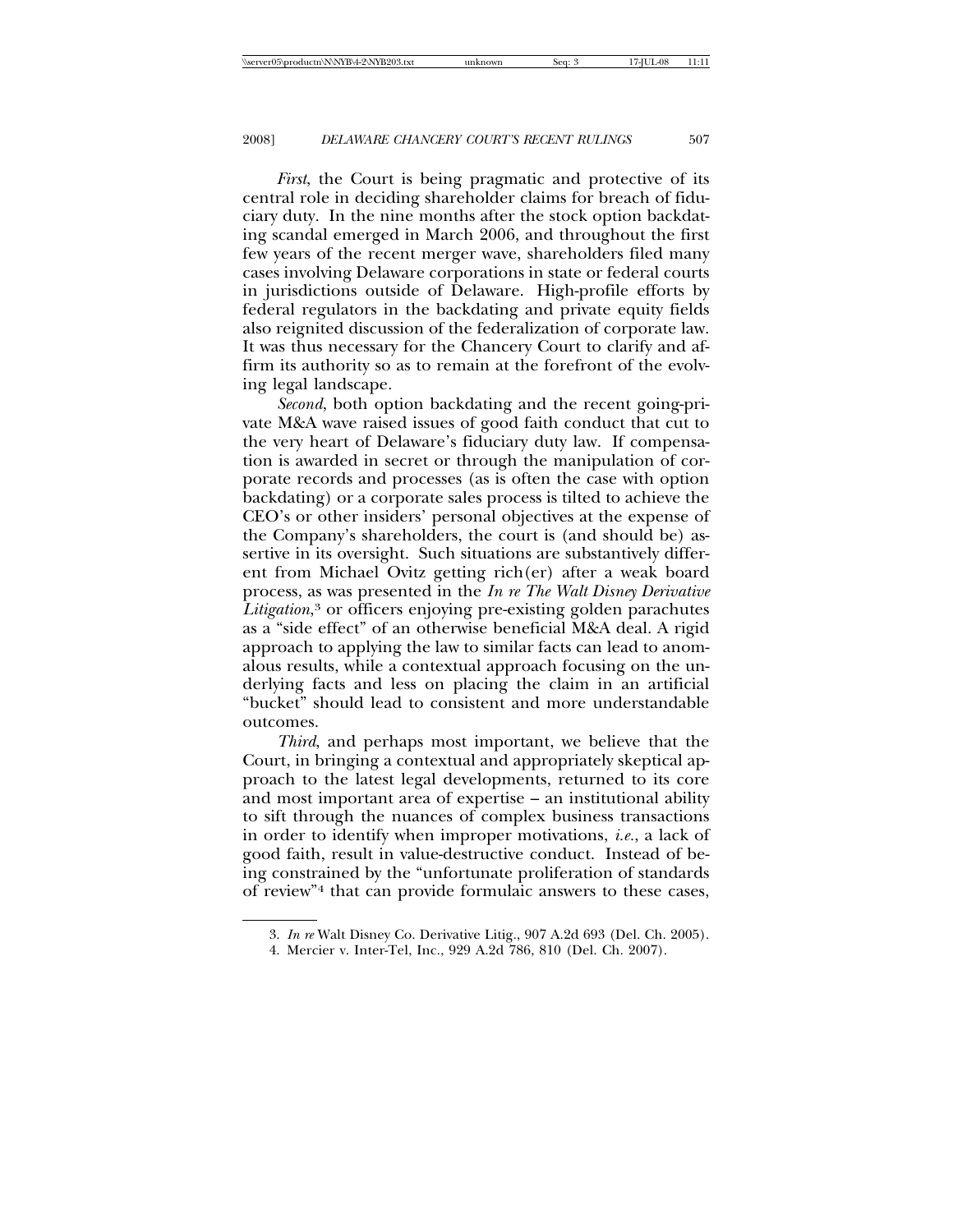*First*, the Court is being pragmatic and protective of its central role in deciding shareholder claims for breach of fiduciary duty. In the nine months after the stock option backdating scandal emerged in March 2006, and throughout the first few years of the recent merger wave, shareholders filed many cases involving Delaware corporations in state or federal courts in jurisdictions outside of Delaware. High-profile efforts by federal regulators in the backdating and private equity fields also reignited discussion of the federalization of corporate law. It was thus necessary for the Chancery Court to clarify and affirm its authority so as to remain at the forefront of the evolving legal landscape.

*Second*, both option backdating and the recent going-private M&A wave raised issues of good faith conduct that cut to the very heart of Delaware's fiduciary duty law. If compensation is awarded in secret or through the manipulation of corporate records and processes (as is often the case with option backdating) or a corporate sales process is tilted to achieve the CEO's or other insiders' personal objectives at the expense of the Company's shareholders, the court is (and should be) assertive in its oversight. Such situations are substantively different from Michael Ovitz getting rich(er) after a weak board process, as was presented in the *In re The Walt Disney Derivative Litigation*,[3] or officers enjoying pre-existing golden parachutes as a "side effect" of an otherwise beneficial M&A deal. A rigid approach to applying the law to similar facts can lead to anomalous results, while a contextual approach focusing on the underlying facts and less on placing the claim in an artificial "bucket" should lead to consistent and more understandable outcomes.

*Third*, and perhaps most important, we believe that the Court, in bringing a contextual and appropriately skeptical approach to the latest legal developments, returned to its core and most important area of expertise – an institutional ability to sift through the nuances of complex business transactions in order to identify when improper motivations, *i.e.*, a lack of good faith, result in value-destructive conduct. Instead of being constrained by the "unfortunate proliferation of standards of review"[4] that can provide formulaic answers to these cases,

---

3. *In re* Walt Disney Co. Derivative Litig., 907 A.2d 693 (Del. Ch. 2005).

4. Mercier v. Inter-Tel, Inc., 929 A.2d 786, 810 (Del. Ch. 2007).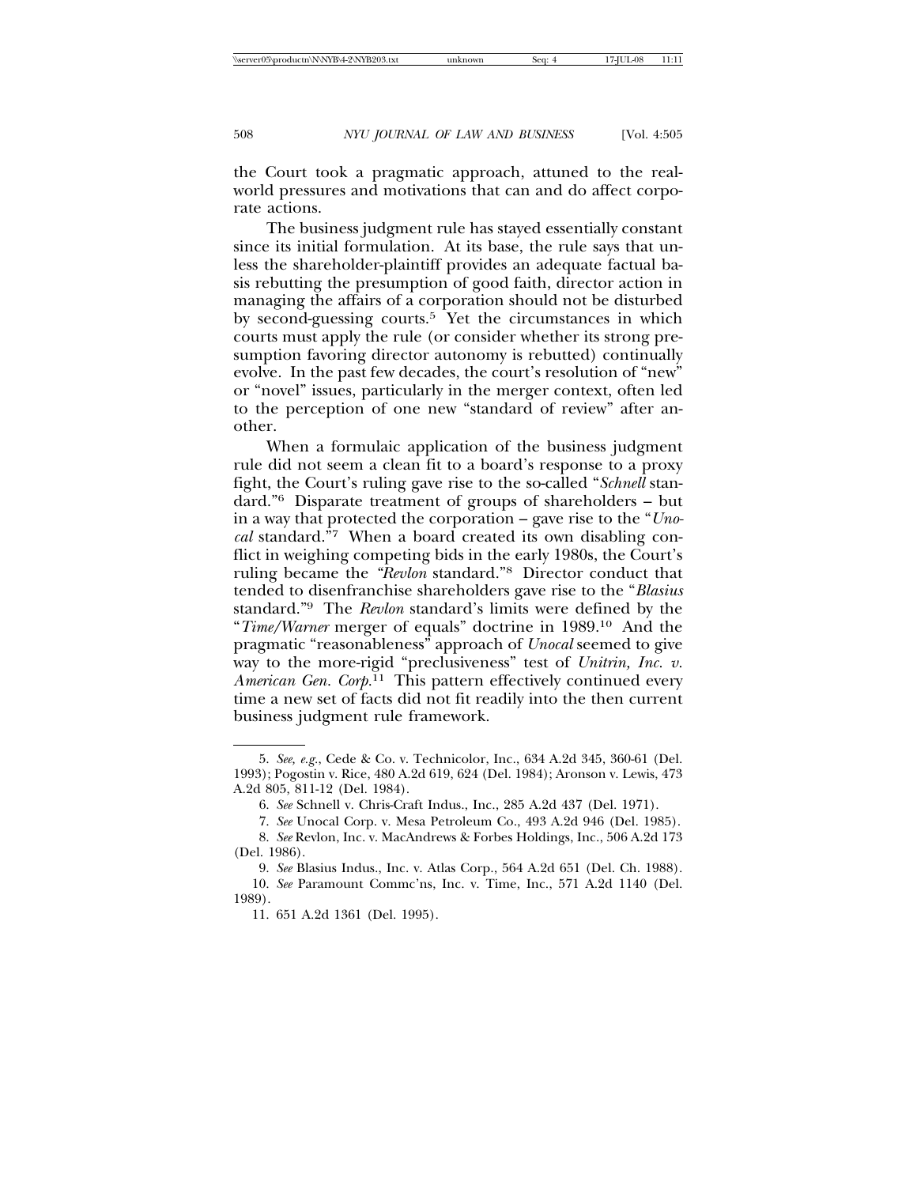the Court took a pragmatic approach, attuned to the real-world pressures and motivations that can and do affect corporate actions.

The business judgment rule has stayed essentially constant since its initial formulation. At its base, the rule says that unless the shareholder-plaintiff provides an adequate factual basis rebutting the presumption of good faith, director action in managing the affairs of a corporation should not be disturbed by second-guessing courts.[5] Yet the circumstances in which courts must apply the rule (or consider whether its strong presumption favoring director autonomy is rebutted) continually evolve. In the past few decades, the court's resolution of "new" or "novel" issues, particularly in the merger context, often led to the perception of one new "standard of review" after another.

When a formulaic application of the business judgment rule did not seem a clean fit to a board's response to a proxy fight, the Court's ruling gave rise to the so-called "*Schnell* standard."[6] Disparate treatment of groups of shareholders – but in a way that protected the corporation – gave rise to the "*Unocal* standard."[7] When a board created its own disabling conflict in weighing competing bids in the early 1980s, the Court's ruling became the *"Revlon* standard."[8] Director conduct that tended to disenfranchise shareholders gave rise to the "*Blasius* standard."[9] The *Revlon* standard's limits were defined by the "*Time/Warner* merger of equals" doctrine in 1989.[10] And the pragmatic "reasonableness" approach of *Unocal* seemed to give way to the more-rigid "preclusiveness" test of *Unitrin, Inc. v. American Gen. Corp.*[11] This pattern effectively continued every time a new set of facts did not fit readily into the then current business judgment rule framework.

---

5. *See, e.g.*, Cede & Co. v. Technicolor, Inc., 634 A.2d 345, 360-61 (Del. 1993); Pogostin v. Rice, 480 A.2d 619, 624 (Del. 1984); Aronson v. Lewis, 473 A.2d 805, 811-12 (Del. 1984).

6. *See* Schnell v. Chris-Craft Indus., Inc., 285 A.2d 437 (Del. 1971).

7. *See* Unocal Corp. v. Mesa Petroleum Co., 493 A.2d 946 (Del. 1985).

8. *See* Revlon, Inc. v. MacAndrews & Forbes Holdings, Inc., 506 A.2d 173 (Del. 1986).

9. *See* Blasius Indus., Inc. v. Atlas Corp., 564 A.2d 651 (Del. Ch. 1988).

10. *See* Paramount Commc'ns, Inc. v. Time, Inc., 571 A.2d 1140 (Del. 1989).

11. 651 A.2d 1361 (Del. 1995).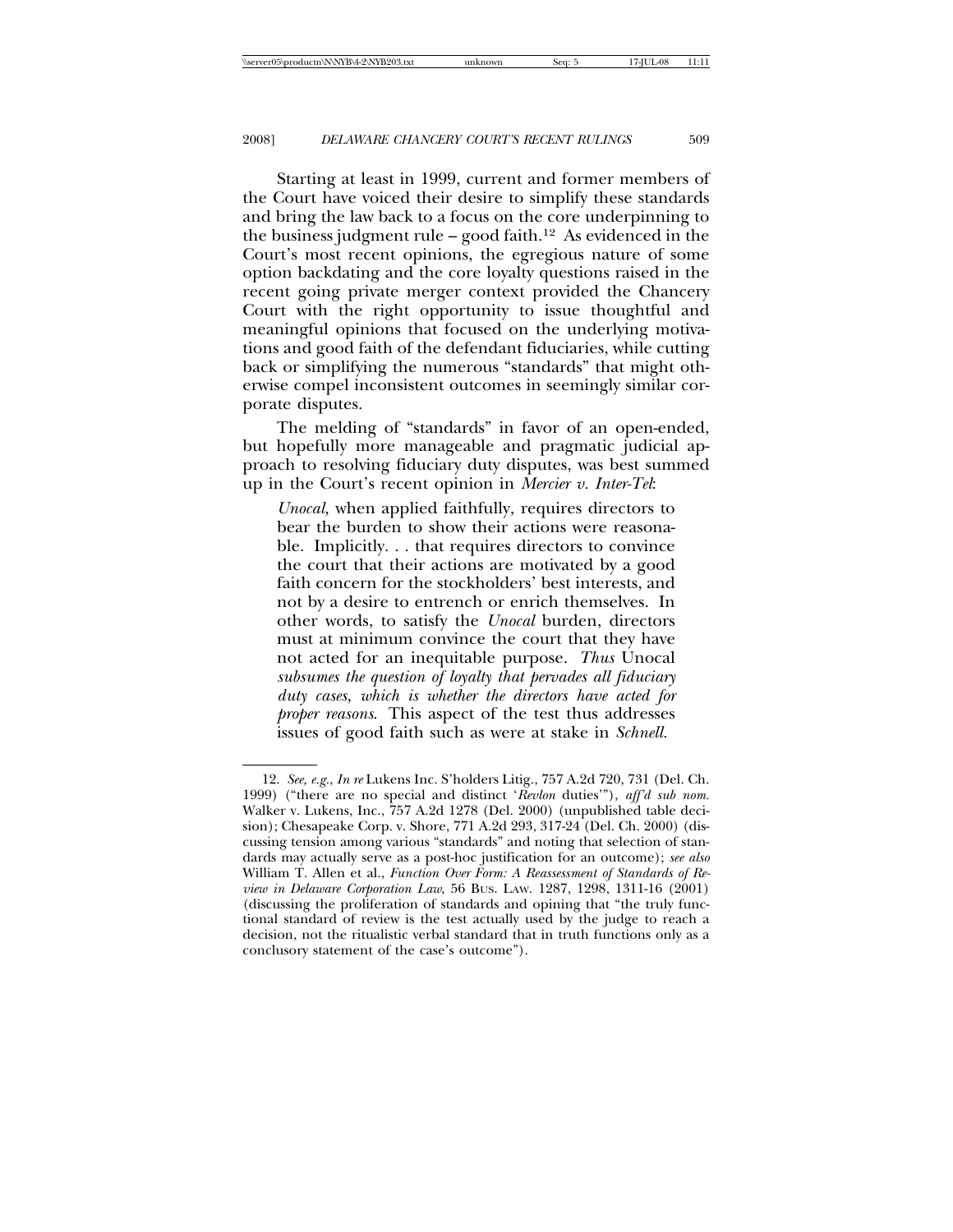Starting at least in 1999, current and former members of the Court have voiced their desire to simplify these standards and bring the law back to a focus on the core underpinning to the business judgment rule – good faith.[12] As evidenced in the Court's most recent opinions, the egregious nature of some option backdating and the core loyalty questions raised in the recent going private merger context provided the Chancery Court with the right opportunity to issue thoughtful and meaningful opinions that focused on the underlying motivations and good faith of the defendant fiduciaries, while cutting back or simplifying the numerous "standards" that might otherwise compel inconsistent outcomes in seemingly similar corporate disputes.

The melding of "standards" in favor of an open-ended, but hopefully more manageable and pragmatic judicial approach to resolving fiduciary duty disputes, was best summed up in the Court's recent opinion in *Mercier v. Inter-Tel*:

> *Unocal,* when applied faithfully, requires directors to bear the burden to show their actions were reasonable. Implicitly. . . that requires directors to convince the court that their actions are motivated by a good faith concern for the stockholders' best interests, and not by a desire to entrench or enrich themselves. In other words, to satisfy the *Unocal* burden, directors must at minimum convince the court that they have not acted for an inequitable purpose. *Thus* Unocal *subsumes the question of loyalty that pervades all fiduciary duty cases, which is whether the directors have acted for proper reasons.* This aspect of the test thus addresses issues of good faith such as were at stake in *Schnell.*

---

12. *See, e.g.*, *In re* Lukens Inc. S'holders Litig., 757 A.2d 720, 731 (Del. Ch. 1999) ("there are no special and distinct '*Revlon* duties'"), *aff'd sub nom.* Walker v. Lukens, Inc., 757 A.2d 1278 (Del. 2000) (unpublished table decision); Chesapeake Corp. v. Shore, 771 A.2d 293, 317-24 (Del. Ch. 2000) (discussing tension among various "standards" and noting that selection of standards may actually serve as a post-hoc justification for an outcome); *see also* William T. Allen et al., *Function Over Form: A Reassessment of Standards of Review in Delaware Corporation Law*, 56 BUS. LAW. 1287, 1298, 1311-16 (2001) (discussing the proliferation of standards and opining that "the truly functional standard of review is the test actually used by the judge to reach a decision, not the ritualistic verbal standard that in truth functions only as a conclusory statement of the case's outcome").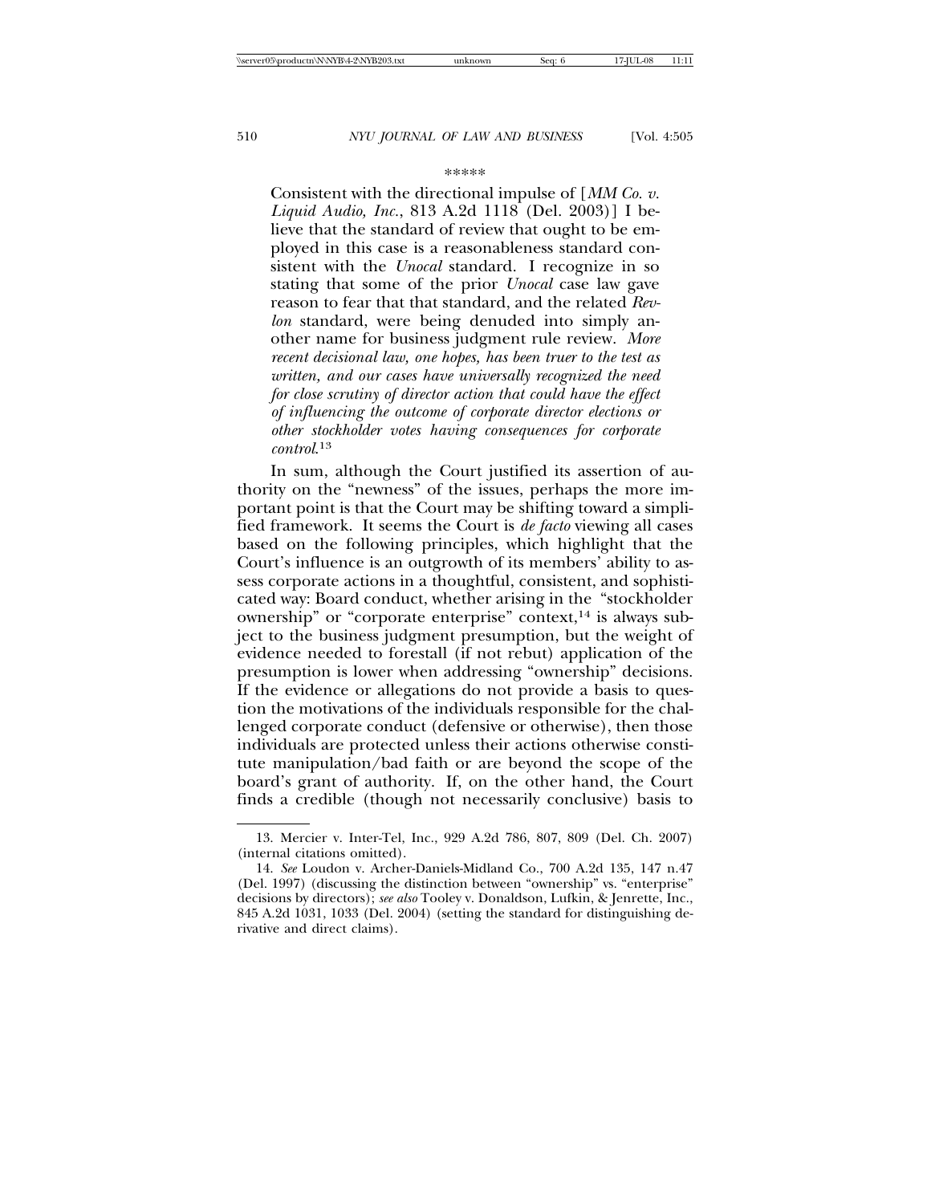\*\*\*\*\*

> Consistent with the directional impulse of [*MM Co. v. Liquid Audio, Inc.*, 813 A.2d 1118 (Del. 2003)] I believe that the standard of review that ought to be employed in this case is a reasonableness standard consistent with the *Unocal* standard. I recognize in so stating that some of the prior *Unocal* case law gave reason to fear that that standard, and the related *Revlon* standard, were being denuded into simply another name for business judgment rule review. *More recent decisional law, one hopes, has been truer to the test as written, and our cases have universally recognized the need for close scrutiny of director action that could have the effect of influencing the outcome of corporate director elections or other stockholder votes having consequences for corporate control.*[13]

In sum, although the Court justified its assertion of authority on the "newness" of the issues, perhaps the more important point is that the Court may be shifting toward a simplified framework. It seems the Court is *de facto* viewing all cases based on the following principles, which highlight that the Court's influence is an outgrowth of its members' ability to assess corporate actions in a thoughtful, consistent, and sophisticated way: Board conduct, whether arising in the "stockholder ownership" or "corporate enterprise" context,[14] is always subject to the business judgment presumption, but the weight of evidence needed to forestall (if not rebut) application of the presumption is lower when addressing "ownership" decisions. If the evidence or allegations do not provide a basis to question the motivations of the individuals responsible for the challenged corporate conduct (defensive or otherwise), then those individuals are protected unless their actions otherwise constitute manipulation/bad faith or are beyond the scope of the board's grant of authority. If, on the other hand, the Court finds a credible (though not necessarily conclusive) basis to

---

13. Mercier v. Inter-Tel, Inc., 929 A.2d 786, 807, 809 (Del. Ch. 2007) (internal citations omitted).

14. *See* Loudon v. Archer-Daniels-Midland Co., 700 A.2d 135, 147 n.47 (Del. 1997) (discussing the distinction between "ownership" vs. "enterprise" decisions by directors); *see also* Tooley v. Donaldson, Lufkin, & Jenrette, Inc., 845 A.2d 1031, 1033 (Del. 2004) (setting the standard for distinguishing derivative and direct claims).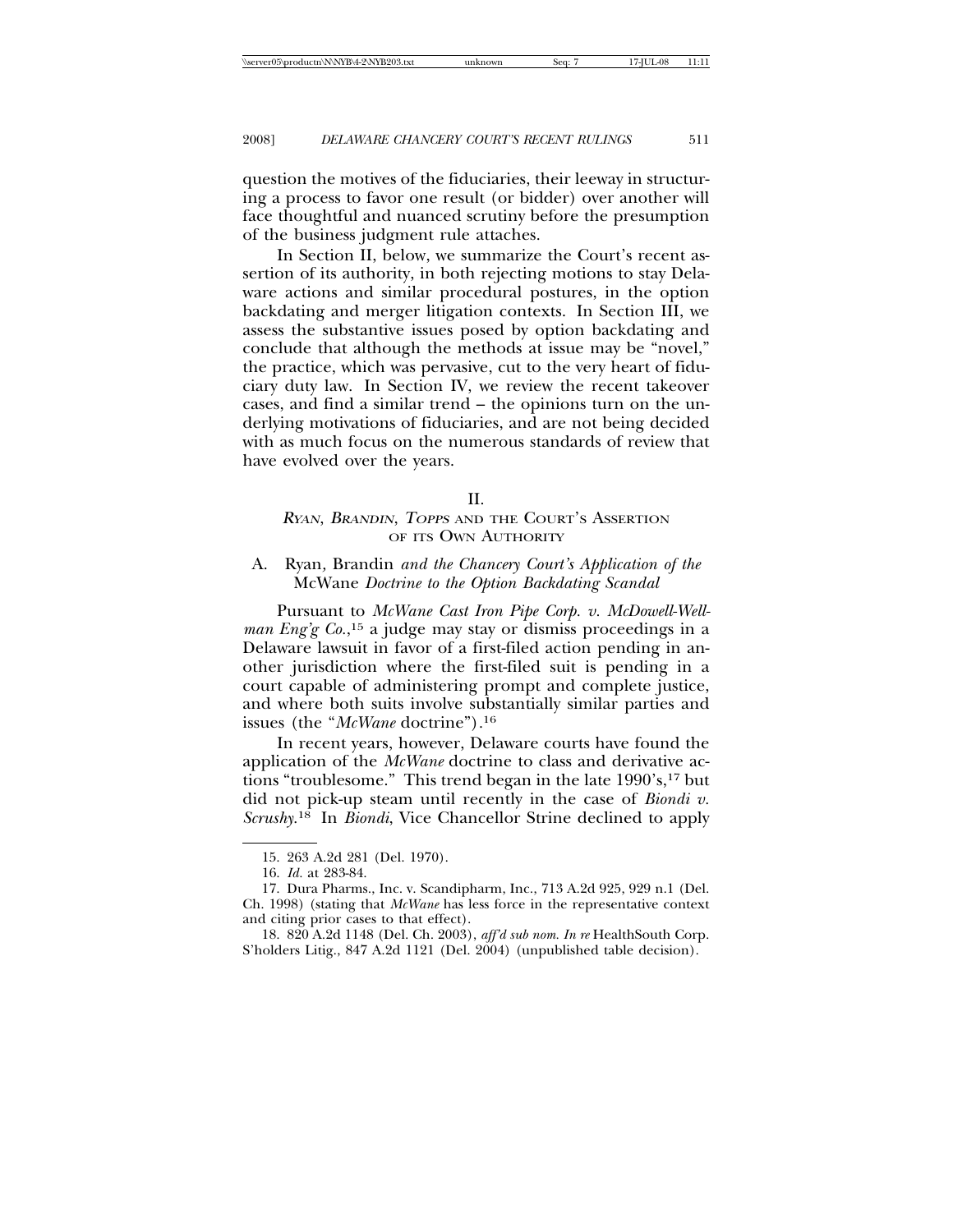question the motives of the fiduciaries, their leeway in structuring a process to favor one result (or bidder) over another will face thoughtful and nuanced scrutiny before the presumption of the business judgment rule attaches.

In Section II, below, we summarize the Court's recent assertion of its authority, in both rejecting motions to stay Delaware actions and similar procedural postures, in the option backdating and merger litigation contexts. In Section III, we assess the substantive issues posed by option backdating and conclude that although the methods at issue may be "novel," the practice, which was pervasive, cut to the very heart of fiduciary duty law. In Section IV, we review the recent takeover cases, and find a similar trend – the opinions turn on the underlying motivations of fiduciaries, and are not being decided with as much focus on the numerous standards of review that have evolved over the years.

## II.
## *RYAN*, *BRANDIN*, *TOPPS* AND THE COURT'S ASSERTION OF ITS OWN AUTHORITY

### A. Ryan*,* Brandin *and the Chancery Court's Application of the* McWane *Doctrine to the Option Backdating Scandal*

Pursuant to *McWane Cast Iron Pipe Corp. v. McDowell-Wellman Eng'g Co.*,[15] a judge may stay or dismiss proceedings in a Delaware lawsuit in favor of a first-filed action pending in another jurisdiction where the first-filed suit is pending in a court capable of administering prompt and complete justice, and where both suits involve substantially similar parties and issues (the "*McWane* doctrine").[16]

In recent years, however, Delaware courts have found the application of the *McWane* doctrine to class and derivative actions "troublesome." This trend began in the late 1990's,[17] but did not pick-up steam until recently in the case of *Biondi v. Scrushy*.[18] In *Biondi*, Vice Chancellor Strine declined to apply

15. 263 A.2d 281 (Del. 1970).

16. *Id.* at 283-84.

17. Dura Pharms., Inc. v. Scandipharm, Inc., 713 A.2d 925, 929 n.1 (Del. Ch. 1998) (stating that *McWane* has less force in the representative context and citing prior cases to that effect).

18. 820 A.2d 1148 (Del. Ch. 2003), *aff'd sub nom. In re* HealthSouth Corp. S'holders Litig., 847 A.2d 1121 (Del. 2004) (unpublished table decision).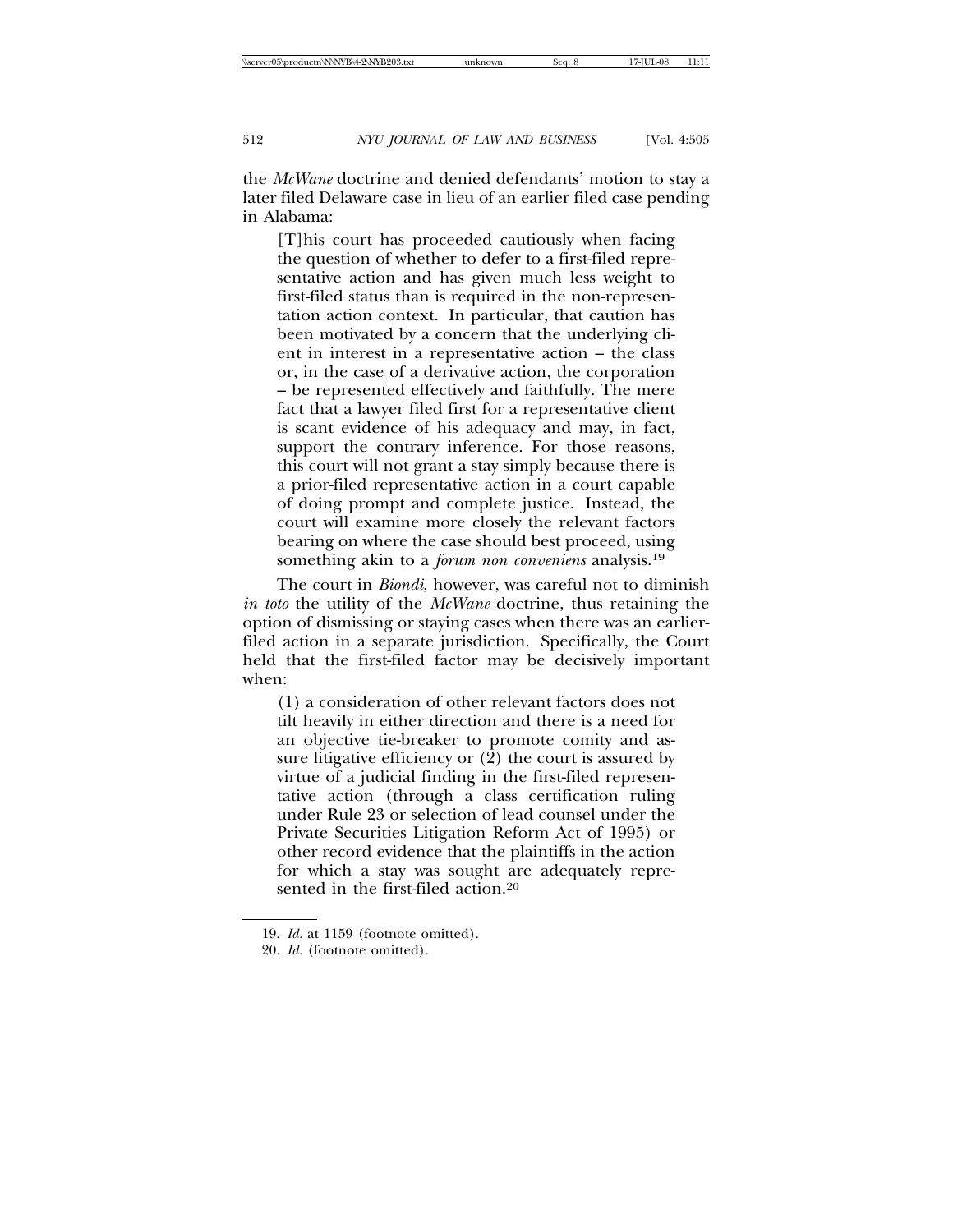the *McWane* doctrine and denied defendants' motion to stay a later filed Delaware case in lieu of an earlier filed case pending in Alabama:

> [T]his court has proceeded cautiously when facing the question of whether to defer to a first-filed representative action and has given much less weight to first-filed status than is required in the non-representation action context. In particular, that caution has been motivated by a concern that the underlying client in interest in a representative action – the class or, in the case of a derivative action, the corporation – be represented effectively and faithfully. The mere fact that a lawyer filed first for a representative client is scant evidence of his adequacy and may, in fact, support the contrary inference. For those reasons, this court will not grant a stay simply because there is a prior-filed representative action in a court capable of doing prompt and complete justice. Instead, the court will examine more closely the relevant factors bearing on where the case should best proceed, using something akin to a *forum non conveniens* analysis.[19]

The court in *Biondi*, however, was careful not to diminish *in toto* the utility of the *McWane* doctrine, thus retaining the option of dismissing or staying cases when there was an earlier-filed action in a separate jurisdiction. Specifically, the Court held that the first-filed factor may be decisively important when:

> (1) a consideration of other relevant factors does not tilt heavily in either direction and there is a need for an objective tie-breaker to promote comity and assure litigative efficiency or (2) the court is assured by virtue of a judicial finding in the first-filed representative action (through a class certification ruling under Rule 23 or selection of lead counsel under the Private Securities Litigation Reform Act of 1995) or other record evidence that the plaintiffs in the action for which a stay was sought are adequately represented in the first-filed action.[20]

---

19. *Id.* at 1159 (footnote omitted).

20. *Id.* (footnote omitted).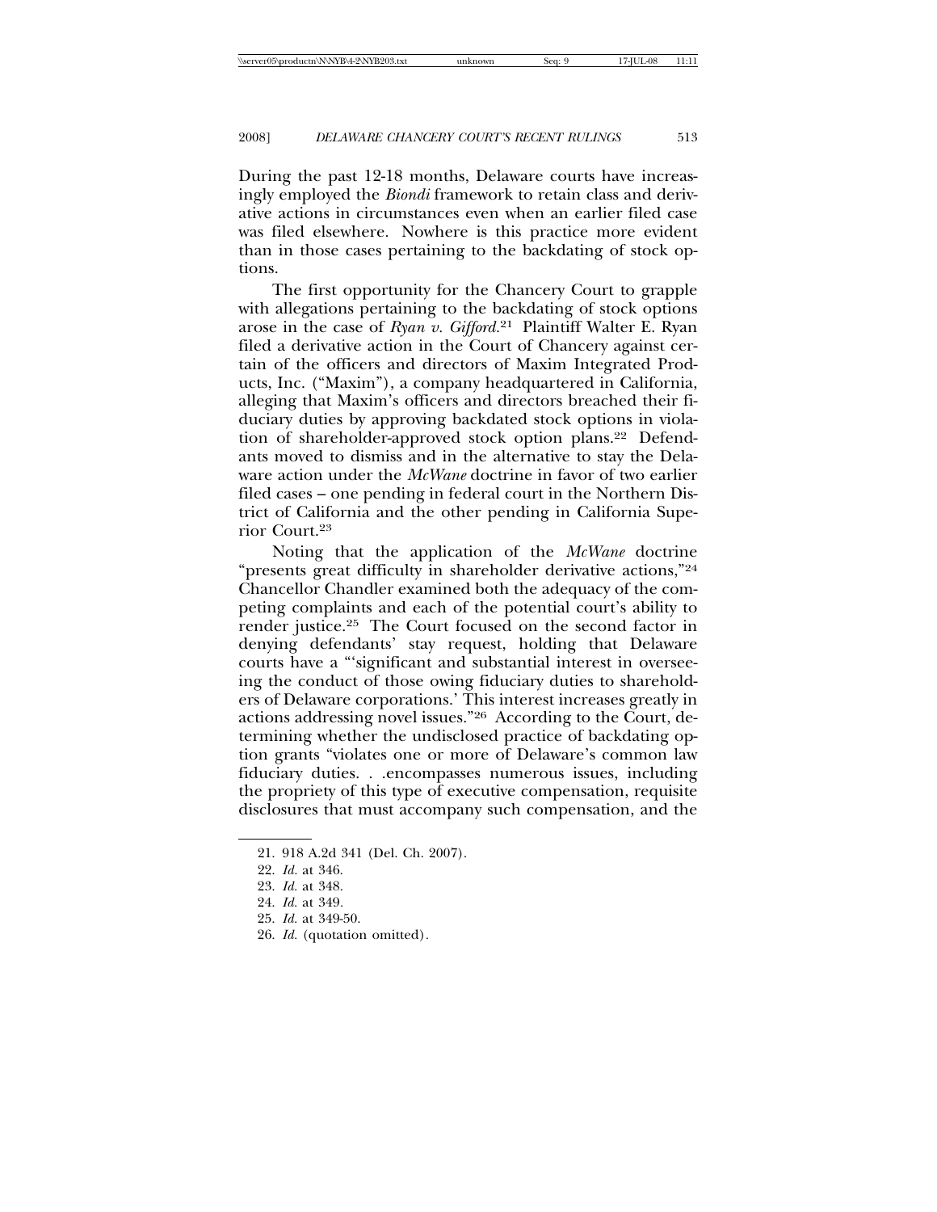During the past 12-18 months, Delaware courts have increasingly employed the *Biondi* framework to retain class and derivative actions in circumstances even when an earlier filed case was filed elsewhere. Nowhere is this practice more evident than in those cases pertaining to the backdating of stock options.

The first opportunity for the Chancery Court to grapple with allegations pertaining to the backdating of stock options arose in the case of *Ryan v. Gifford*.[21] Plaintiff Walter E. Ryan filed a derivative action in the Court of Chancery against certain of the officers and directors of Maxim Integrated Products, Inc. ("Maxim"), a company headquartered in California, alleging that Maxim's officers and directors breached their fiduciary duties by approving backdated stock options in violation of shareholder-approved stock option plans.[22] Defendants moved to dismiss and in the alternative to stay the Delaware action under the *McWane* doctrine in favor of two earlier filed cases – one pending in federal court in the Northern District of California and the other pending in California Superior Court.[23]

Noting that the application of the *McWane* doctrine "presents great difficulty in shareholder derivative actions,"[24] Chancellor Chandler examined both the adequacy of the competing complaints and each of the potential court's ability to render justice.[25] The Court focused on the second factor in denying defendants' stay request, holding that Delaware courts have a "'significant and substantial interest in overseeing the conduct of those owing fiduciary duties to shareholders of Delaware corporations.' This interest increases greatly in actions addressing novel issues."[26] According to the Court, determining whether the undisclosed practice of backdating option grants "violates one or more of Delaware's common law fiduciary duties. . .encompasses numerous issues, including the propriety of this type of executive compensation, requisite disclosures that must accompany such compensation, and the

---

21. 918 A.2d 341 (Del. Ch. 2007).
22. *Id.* at 346.
23. *Id.* at 348.
24. *Id.* at 349.
25. *Id.* at 349-50.
26. *Id.* (quotation omitted).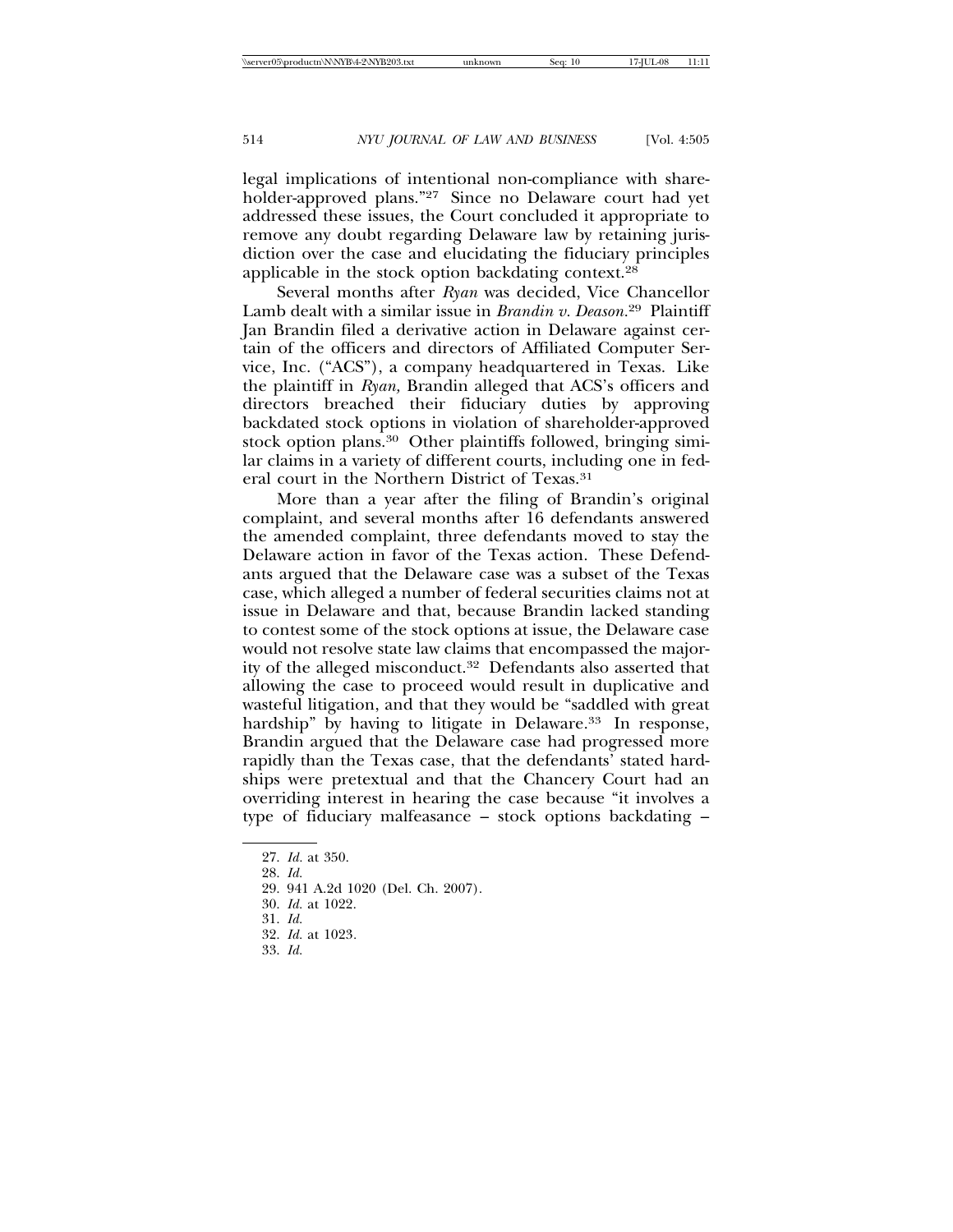legal implications of intentional non-compliance with shareholder-approved plans."[27] Since no Delaware court had yet addressed these issues, the Court concluded it appropriate to remove any doubt regarding Delaware law by retaining jurisdiction over the case and elucidating the fiduciary principles applicable in the stock option backdating context.[28]

Several months after *Ryan* was decided, Vice Chancellor Lamb dealt with a similar issue in *Brandin v. Deason*.[29] Plaintiff Jan Brandin filed a derivative action in Delaware against certain of the officers and directors of Affiliated Computer Service, Inc. ("ACS"), a company headquartered in Texas. Like the plaintiff in *Ryan,* Brandin alleged that ACS's officers and directors breached their fiduciary duties by approving backdated stock options in violation of shareholder-approved stock option plans.[30] Other plaintiffs followed, bringing similar claims in a variety of different courts, including one in federal court in the Northern District of Texas.[31]

More than a year after the filing of Brandin's original complaint, and several months after 16 defendants answered the amended complaint, three defendants moved to stay the Delaware action in favor of the Texas action. These Defendants argued that the Delaware case was a subset of the Texas case, which alleged a number of federal securities claims not at issue in Delaware and that, because Brandin lacked standing to contest some of the stock options at issue, the Delaware case would not resolve state law claims that encompassed the majority of the alleged misconduct.[32] Defendants also asserted that allowing the case to proceed would result in duplicative and wasteful litigation, and that they would be "saddled with great hardship" by having to litigate in Delaware.[33] In response, Brandin argued that the Delaware case had progressed more rapidly than the Texas case, that the defendants' stated hardships were pretextual and that the Chancery Court had an overriding interest in hearing the case because "it involves a type of fiduciary malfeasance – stock options backdating –

---

27. *Id.* at 350.

28. *Id.*

29. 941 A.2d 1020 (Del. Ch. 2007).

30. *Id.* at 1022.

31. *Id.*

32. *Id.* at 1023.

33. *Id.*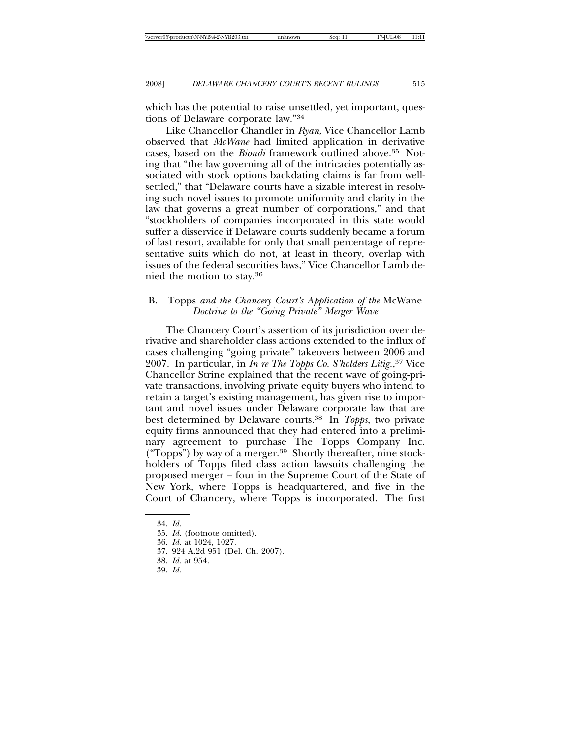which has the potential to raise unsettled, yet important, questions of Delaware corporate law."[34]

Like Chancellor Chandler in *Ryan*, Vice Chancellor Lamb observed that *McWane* had limited application in derivative cases, based on the *Biondi* framework outlined above.[35] Noting that "the law governing all of the intricacies potentially associated with stock options backdating claims is far from well-settled," that "Delaware courts have a sizable interest in resolving such novel issues to promote uniformity and clarity in the law that governs a great number of corporations," and that "stockholders of companies incorporated in this state would suffer a disservice if Delaware courts suddenly became a forum of last resort, available for only that small percentage of representative suits which do not, at least in theory, overlap with issues of the federal securities laws," Vice Chancellor Lamb denied the motion to stay.[36]

### B. *Topps and the Chancery Court's Application of the McWane Doctrine to the "Going Private" Merger Wave*

The Chancery Court's assertion of its jurisdiction over derivative and shareholder class actions extended to the influx of cases challenging "going private" takeovers between 2006 and 2007. In particular, in *In re The Topps Co. S'holders Litig.*,[37] Vice Chancellor Strine explained that the recent wave of going-private transactions, involving private equity buyers who intend to retain a target's existing management, has given rise to important and novel issues under Delaware corporate law that are best determined by Delaware courts.[38] In *Topps*, two private equity firms announced that they had entered into a preliminary agreement to purchase The Topps Company Inc. ("Topps") by way of a merger.[39] Shortly thereafter, nine stockholders of Topps filed class action lawsuits challenging the proposed merger – four in the Supreme Court of the State of New York, where Topps is headquartered, and five in the Court of Chancery, where Topps is incorporated. The first

34. *Id.*
35. *Id.* (footnote omitted).
36. *Id.* at 1024, 1027.
37. 924 A.2d 951 (Del. Ch. 2007).
38. *Id.* at 954.
39. *Id.*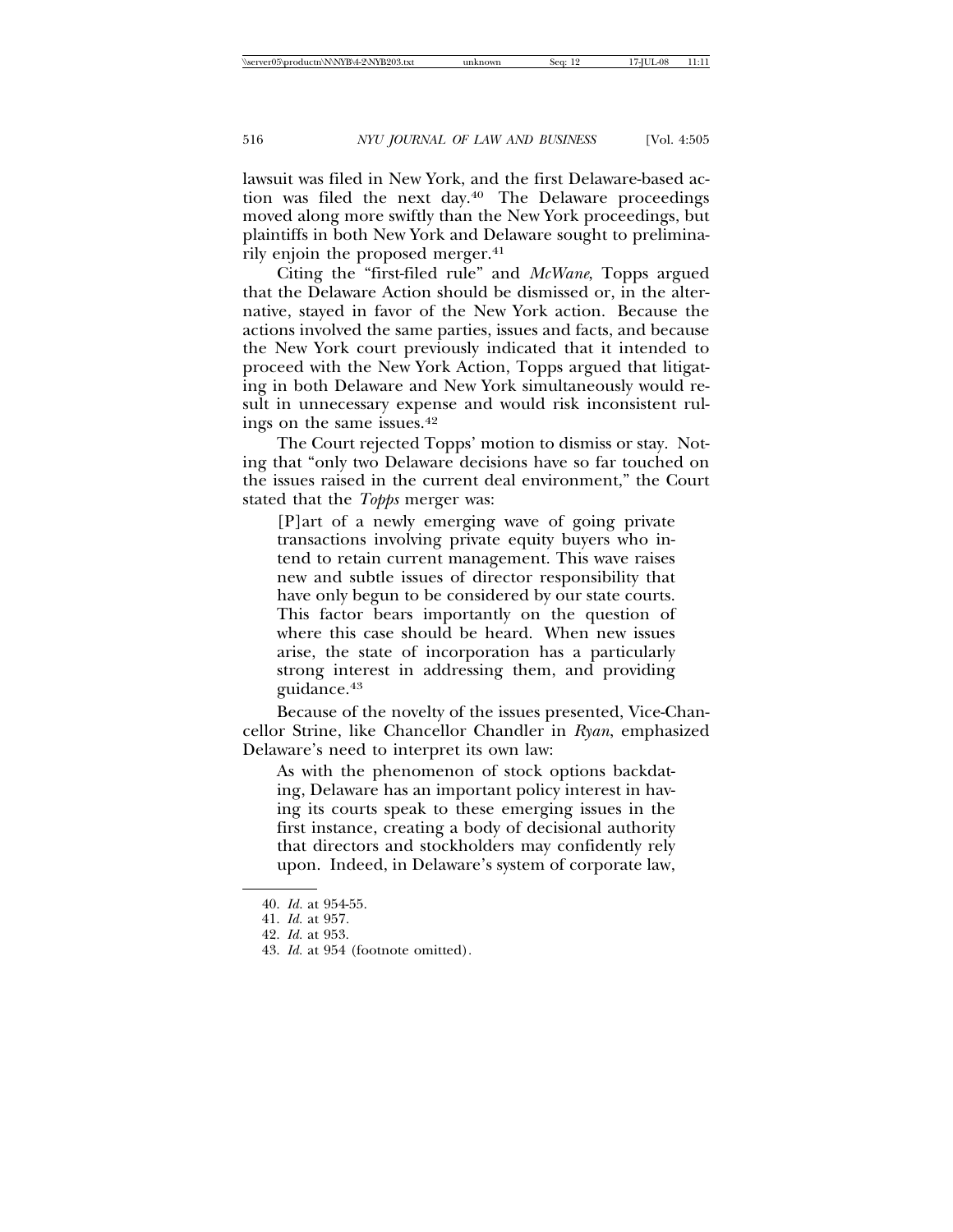lawsuit was filed in New York, and the first Delaware-based action was filed the next day.[40] The Delaware proceedings moved along more swiftly than the New York proceedings, but plaintiffs in both New York and Delaware sought to preliminarily enjoin the proposed merger.[41]

Citing the "first-filed rule" and *McWane*, Topps argued that the Delaware Action should be dismissed or, in the alternative, stayed in favor of the New York action. Because the actions involved the same parties, issues and facts, and because the New York court previously indicated that it intended to proceed with the New York Action, Topps argued that litigating in both Delaware and New York simultaneously would result in unnecessary expense and would risk inconsistent rulings on the same issues.[42]

The Court rejected Topps' motion to dismiss or stay. Noting that "only two Delaware decisions have so far touched on the issues raised in the current deal environment," the Court stated that the *Topps* merger was:

> [P]art of a newly emerging wave of going private transactions involving private equity buyers who intend to retain current management. This wave raises new and subtle issues of director responsibility that have only begun to be considered by our state courts. This factor bears importantly on the question of where this case should be heard. When new issues arise, the state of incorporation has a particularly strong interest in addressing them, and providing guidance.[43]

Because of the novelty of the issues presented, Vice-Chancellor Strine, like Chancellor Chandler in *Ryan*, emphasized Delaware's need to interpret its own law:

> As with the phenomenon of stock options backdating, Delaware has an important policy interest in having its courts speak to these emerging issues in the first instance, creating a body of decisional authority that directors and stockholders may confidently rely upon. Indeed, in Delaware's system of corporate law,

---

40. *Id.* at 954-55.

41. *Id.* at 957.

42. *Id.* at 953.

43. *Id.* at 954 (footnote omitted).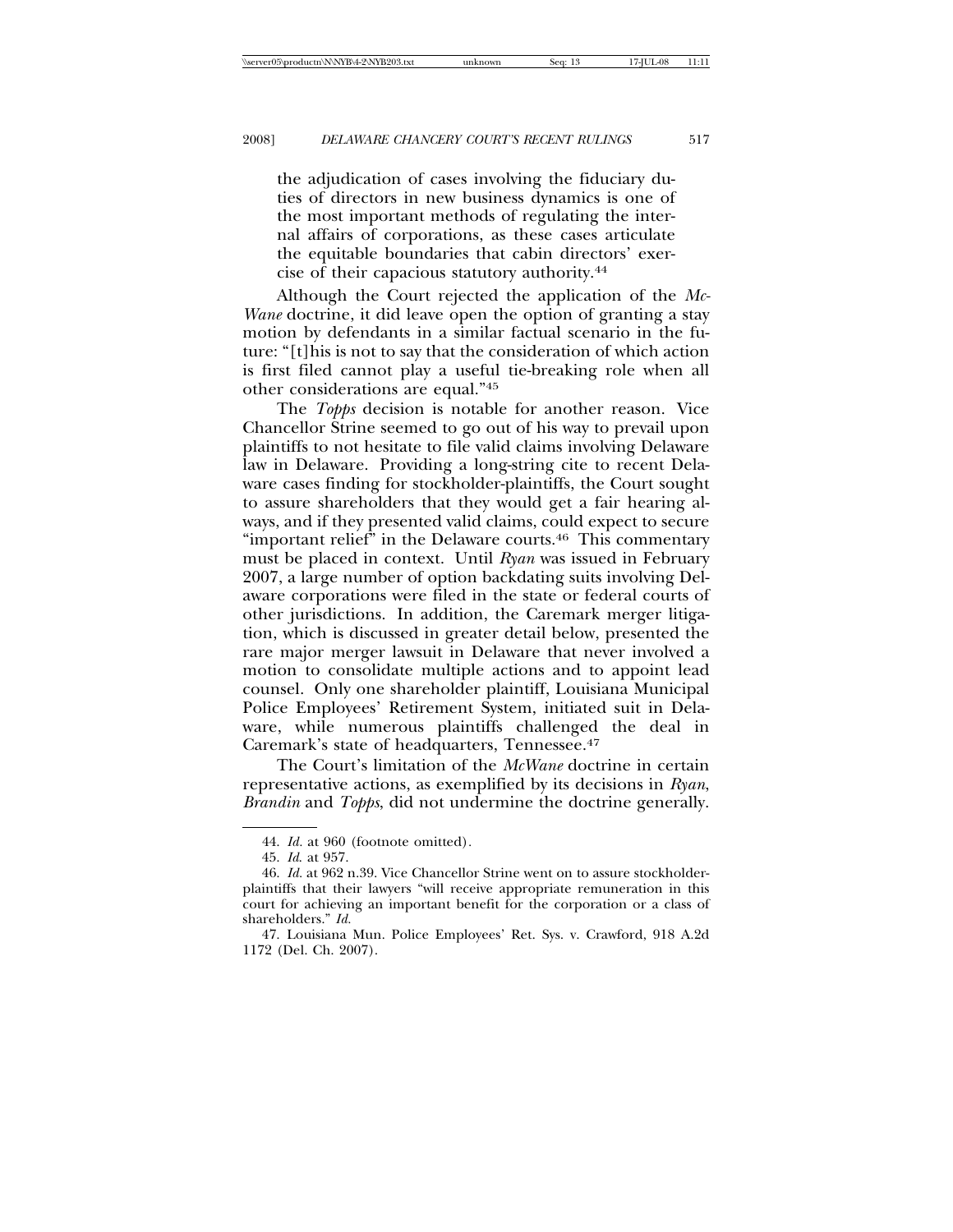> the adjudication of cases involving the fiduciary duties of directors in new business dynamics is one of the most important methods of regulating the internal affairs of corporations, as these cases articulate the equitable boundaries that cabin directors' exercise of their capacious statutory authority.[44]

Although the Court rejected the application of the *McWane* doctrine, it did leave open the option of granting a stay motion by defendants in a similar factual scenario in the future: "[t]his is not to say that the consideration of which action is first filed cannot play a useful tie-breaking role when all other considerations are equal."[45]

The *Topps* decision is notable for another reason. Vice Chancellor Strine seemed to go out of his way to prevail upon plaintiffs to not hesitate to file valid claims involving Delaware law in Delaware. Providing a long-string cite to recent Delaware cases finding for stockholder-plaintiffs, the Court sought to assure shareholders that they would get a fair hearing always, and if they presented valid claims, could expect to secure "important relief" in the Delaware courts.[46] This commentary must be placed in context. Until *Ryan* was issued in February 2007, a large number of option backdating suits involving Delaware corporations were filed in the state or federal courts of other jurisdictions. In addition, the Caremark merger litigation, which is discussed in greater detail below, presented the rare major merger lawsuit in Delaware that never involved a motion to consolidate multiple actions and to appoint lead counsel. Only one shareholder plaintiff, Louisiana Municipal Police Employees' Retirement System, initiated suit in Delaware, while numerous plaintiffs challenged the deal in Caremark's state of headquarters, Tennessee.[47]

The Court's limitation of the *McWane* doctrine in certain representative actions, as exemplified by its decisions in *Ryan*, *Brandin* and *Topps*, did not undermine the doctrine generally.

---

44. *Id.* at 960 (footnote omitted).

45. *Id.* at 957.

46. *Id.* at 962 n.39. Vice Chancellor Strine went on to assure stockholder-plaintiffs that their lawyers "will receive appropriate remuneration in this court for achieving an important benefit for the corporation or a class of shareholders." *Id.*

47. Louisiana Mun. Police Employees' Ret. Sys. v. Crawford, 918 A.2d 1172 (Del. Ch. 2007).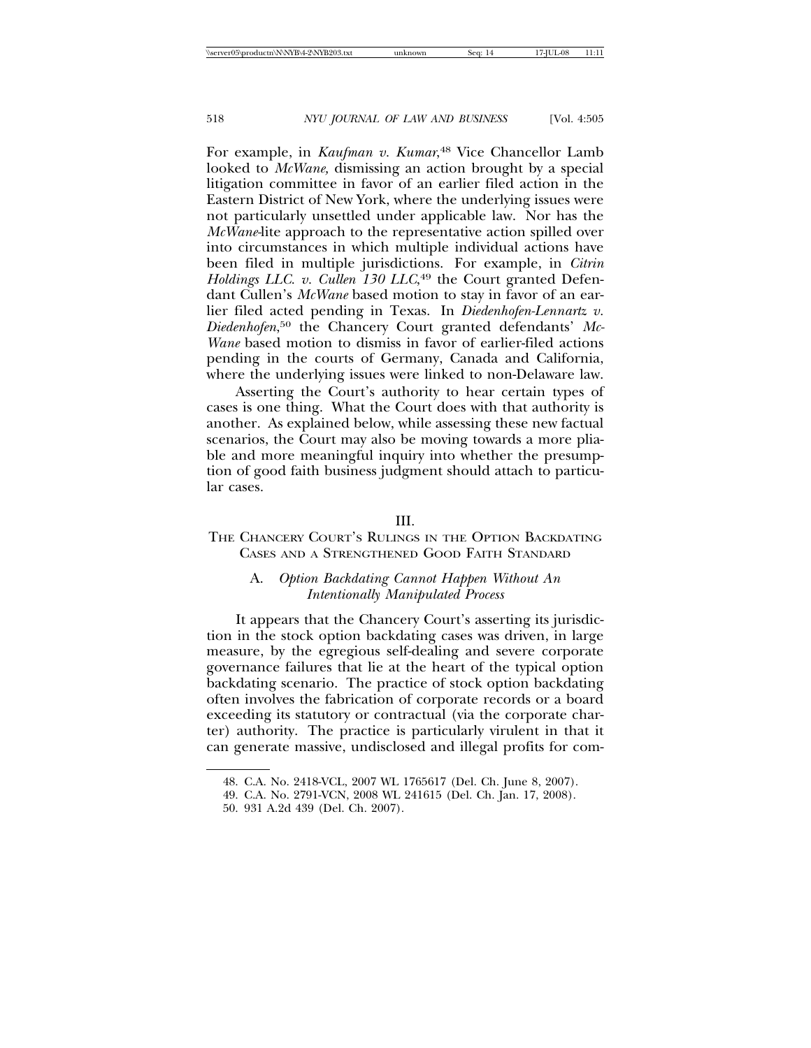For example, in *Kaufman v. Kumar*,[48] Vice Chancellor Lamb looked to *McWane,* dismissing an action brought by a special litigation committee in favor of an earlier filed action in the Eastern District of New York, where the underlying issues were not particularly unsettled under applicable law. Nor has the *McWane*-lite approach to the representative action spilled over into circumstances in which multiple individual actions have been filed in multiple jurisdictions. For example, in *Citrin Holdings LLC. v. Cullen 130 LLC*,[49] the Court granted Defendant Cullen's *McWane* based motion to stay in favor of an earlier filed acted pending in Texas. In *Diedenhofen-Lennartz v. Diedenhofen*,[50] the Chancery Court granted defendants' *McWane* based motion to dismiss in favor of earlier-filed actions pending in the courts of Germany, Canada and California, where the underlying issues were linked to non-Delaware law.

Asserting the Court's authority to hear certain types of cases is one thing. What the Court does with that authority is another. As explained below, while assessing these new factual scenarios, the Court may also be moving towards a more pliable and more meaningful inquiry into whether the presumption of good faith business judgment should attach to particular cases.

## III.
## THE CHANCERY COURT'S RULINGS IN THE OPTION BACKDATING CASES AND A STRENGTHENED GOOD FAITH STANDARD

### A. *Option Backdating Cannot Happen Without An Intentionally Manipulated Process*

It appears that the Chancery Court's asserting its jurisdiction in the stock option backdating cases was driven, in large measure, by the egregious self-dealing and severe corporate governance failures that lie at the heart of the typical option backdating scenario. The practice of stock option backdating often involves the fabrication of corporate records or a board exceeding its statutory or contractual (via the corporate charter) authority. The practice is particularly virulent in that it can generate massive, undisclosed and illegal profits for com-

48. C.A. No. 2418-VCL, 2007 WL 1765617 (Del. Ch. June 8, 2007).

49. C.A. No. 2791-VCN, 2008 WL 241615 (Del. Ch. Jan. 17, 2008).

50. 931 A.2d 439 (Del. Ch. 2007).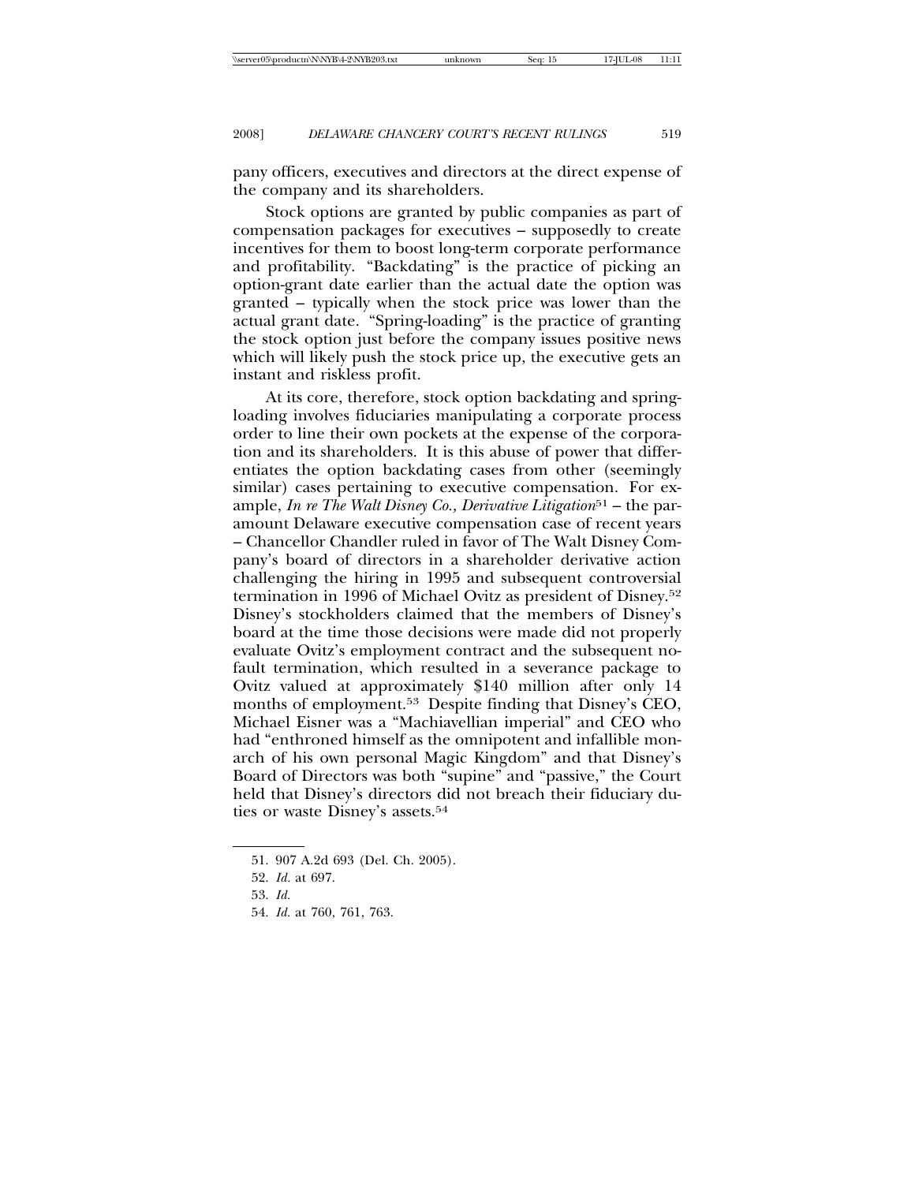pany officers, executives and directors at the direct expense of the company and its shareholders.

Stock options are granted by public companies as part of compensation packages for executives – supposedly to create incentives for them to boost long-term corporate performance and profitability. "Backdating" is the practice of picking an option-grant date earlier than the actual date the option was granted – typically when the stock price was lower than the actual grant date. "Spring-loading" is the practice of granting the stock option just before the company issues positive news which will likely push the stock price up, the executive gets an instant and riskless profit.

At its core, therefore, stock option backdating and spring-loading involves fiduciaries manipulating a corporate process order to line their own pockets at the expense of the corporation and its shareholders. It is this abuse of power that differentiates the option backdating cases from other (seemingly similar) cases pertaining to executive compensation. For example, *In re The Walt Disney Co., Derivative Litigation*[51] – the paramount Delaware executive compensation case of recent years – Chancellor Chandler ruled in favor of The Walt Disney Company's board of directors in a shareholder derivative action challenging the hiring in 1995 and subsequent controversial termination in 1996 of Michael Ovitz as president of Disney.[52] Disney's stockholders claimed that the members of Disney's board at the time those decisions were made did not properly evaluate Ovitz's employment contract and the subsequent no-fault termination, which resulted in a severance package to Ovitz valued at approximately $140 million after only 14 months of employment.[53] Despite finding that Disney's CEO, Michael Eisner was a "Machiavellian imperial" and CEO who had "enthroned himself as the omnipotent and infallible monarch of his own personal Magic Kingdom" and that Disney's Board of Directors was both "supine" and "passive," the Court held that Disney's directors did not breach their fiduciary duties or waste Disney's assets.[54]

---

51. 907 A.2d 693 (Del. Ch. 2005).

52. *Id.* at 697.

53. *Id.*

54. *Id.* at 760, 761, 763.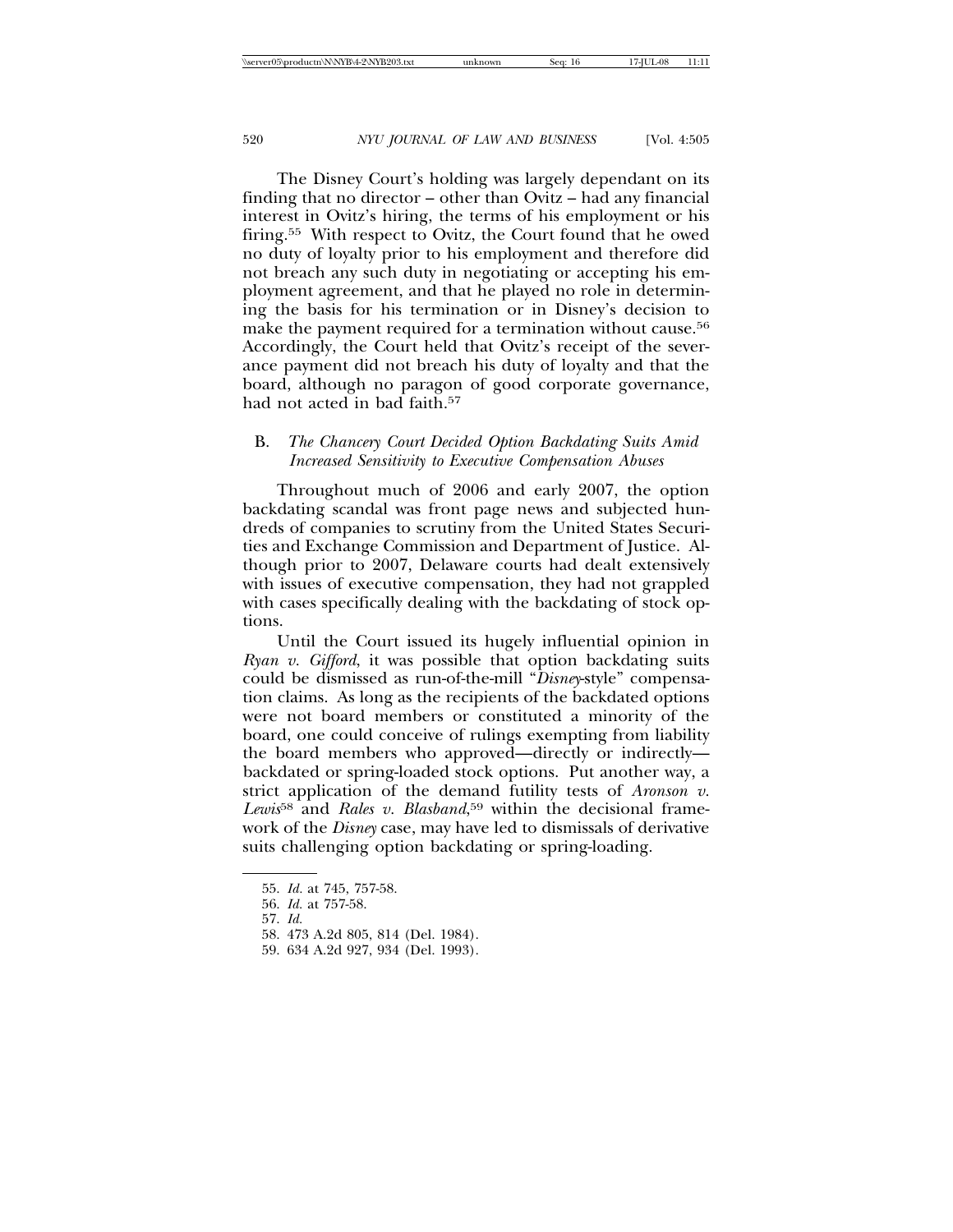The Disney Court's holding was largely dependant on its finding that no director – other than Ovitz – had any financial interest in Ovitz's hiring, the terms of his employment or his firing.[55] With respect to Ovitz, the Court found that he owed no duty of loyalty prior to his employment and therefore did not breach any such duty in negotiating or accepting his employment agreement, and that he played no role in determining the basis for his termination or in Disney's decision to make the payment required for a termination without cause.[56] Accordingly, the Court held that Ovitz's receipt of the severance payment did not breach his duty of loyalty and that the board, although no paragon of good corporate governance, had not acted in bad faith.[57]

### B. *The Chancery Court Decided Option Backdating Suits Amid Increased Sensitivity to Executive Compensation Abuses*

Throughout much of 2006 and early 2007, the option backdating scandal was front page news and subjected hundreds of companies to scrutiny from the United States Securities and Exchange Commission and Department of Justice. Although prior to 2007, Delaware courts had dealt extensively with issues of executive compensation, they had not grappled with cases specifically dealing with the backdating of stock options.

Until the Court issued its hugely influential opinion in *Ryan v. Gifford*, it was possible that option backdating suits could be dismissed as run-of-the-mill "*Disney*-style" compensation claims. As long as the recipients of the backdated options were not board members or constituted a minority of the board, one could conceive of rulings exempting from liability the board members who approved—directly or indirectly—backdated or spring-loaded stock options. Put another way, a strict application of the demand futility tests of *Aronson v. Lewis*[58] and *Rales v. Blasband*,[59] within the decisional framework of the *Disney* case, may have led to dismissals of derivative suits challenging option backdating or spring-loading.

---

55. *Id.* at 745, 757-58.

56. *Id.* at 757-58.

57. *Id.*

58. 473 A.2d 805, 814 (Del. 1984).

59. 634 A.2d 927, 934 (Del. 1993).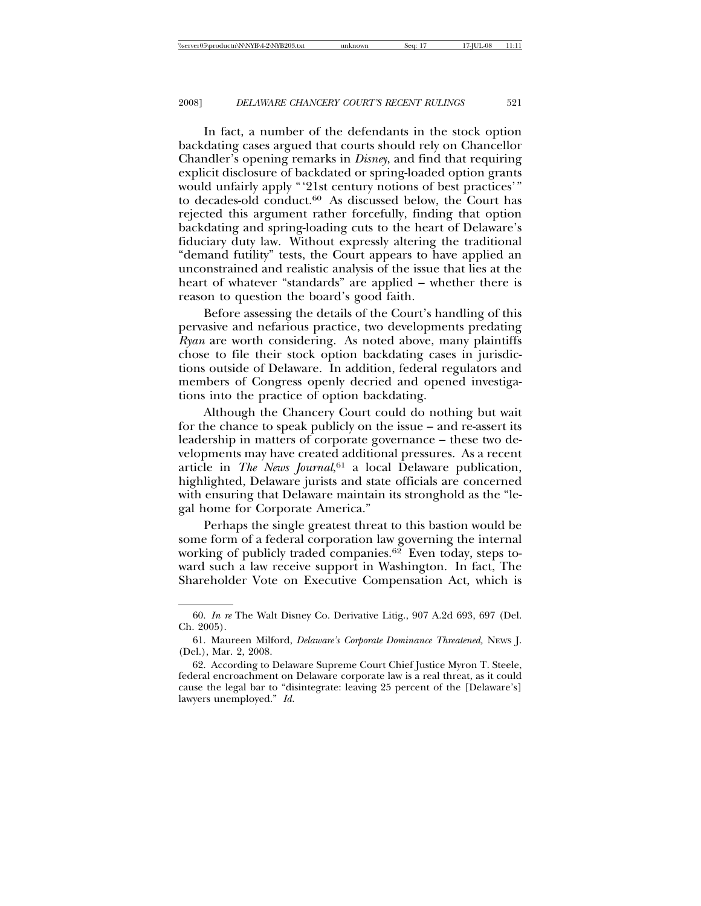In fact, a number of the defendants in the stock option backdating cases argued that courts should rely on Chancellor Chandler's opening remarks in *Disney*, and find that requiring explicit disclosure of backdated or spring-loaded option grants would unfairly apply "'21st century notions of best practices'" to decades-old conduct.[60] As discussed below, the Court has rejected this argument rather forcefully, finding that option backdating and spring-loading cuts to the heart of Delaware's fiduciary duty law. Without expressly altering the traditional "demand futility" tests, the Court appears to have applied an unconstrained and realistic analysis of the issue that lies at the heart of whatever "standards" are applied – whether there is reason to question the board's good faith.

Before assessing the details of the Court's handling of this pervasive and nefarious practice, two developments predating *Ryan* are worth considering. As noted above, many plaintiffs chose to file their stock option backdating cases in jurisdictions outside of Delaware. In addition, federal regulators and members of Congress openly decried and opened investigations into the practice of option backdating.

Although the Chancery Court could do nothing but wait for the chance to speak publicly on the issue – and re-assert its leadership in matters of corporate governance – these two developments may have created additional pressures. As a recent article in *The News Journal*,[61] a local Delaware publication, highlighted, Delaware jurists and state officials are concerned with ensuring that Delaware maintain its stronghold as the "legal home for Corporate America."

Perhaps the single greatest threat to this bastion would be some form of a federal corporation law governing the internal working of publicly traded companies.[62] Even today, steps toward such a law receive support in Washington. In fact, The Shareholder Vote on Executive Compensation Act, which is

---

60. *In re* The Walt Disney Co. Derivative Litig., 907 A.2d 693, 697 (Del. Ch. 2005).

61. Maureen Milford, *Delaware's Corporate Dominance Threatened,* NEWS J. (Del.), Mar. 2, 2008.

62. According to Delaware Supreme Court Chief Justice Myron T. Steele, federal encroachment on Delaware corporate law is a real threat, as it could cause the legal bar to "disintegrate: leaving 25 percent of the [Delaware's] lawyers unemployed." *Id.*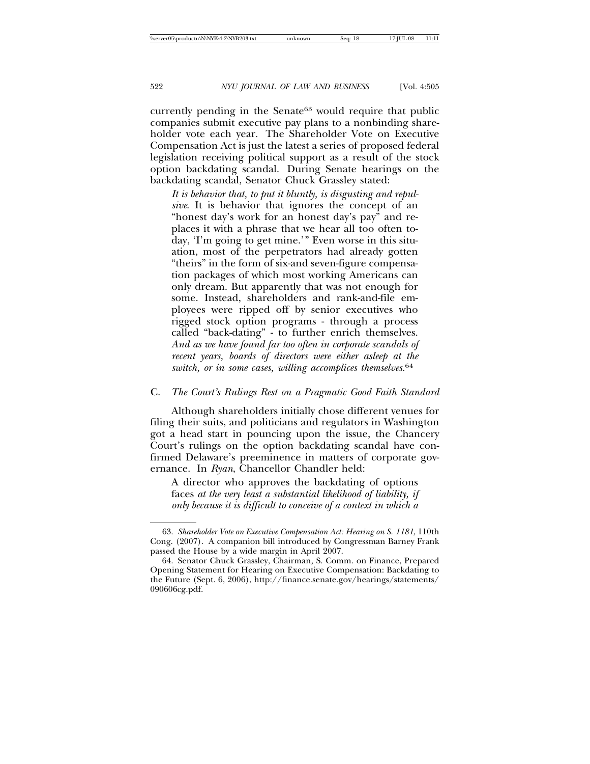currently pending in the Senate[63] would require that public companies submit executive pay plans to a nonbinding shareholder vote each year. The Shareholder Vote on Executive Compensation Act is just the latest a series of proposed federal legislation receiving political support as a result of the stock option backdating scandal. During Senate hearings on the backdating scandal, Senator Chuck Grassley stated:

> *It is behavior that, to put it bluntly, is disgusting and repulsive*. It is behavior that ignores the concept of an "honest day's work for an honest day's pay" and replaces it with a phrase that we hear all too often today, 'I'm going to get mine.'" Even worse in this situation, most of the perpetrators had already gotten "theirs" in the form of six-and seven-figure compensation packages of which most working Americans can only dream. But apparently that was not enough for some. Instead, shareholders and rank-and-file employees were ripped off by senior executives who rigged stock option programs - through a process called "back-dating" - to further enrich themselves. *And as we have found far too often in corporate scandals of recent years, boards of directors were either asleep at the switch, or in some cases, willing accomplices themselves*.[64]

### C. *The Court's Rulings Rest on a Pragmatic Good Faith Standard*

Although shareholders initially chose different venues for filing their suits, and politicians and regulators in Washington got a head start in pouncing upon the issue, the Chancery Court's rulings on the option backdating scandal have confirmed Delaware's preeminence in matters of corporate governance. In *Ryan*, Chancellor Chandler held:

> A director who approves the backdating of options faces *at the very least a substantial likelihood of liability, if only because it is difficult to conceive of a context in which a*

---

63. *Shareholder Vote on Executive Compensation Act: Hearing on S. 1181*, 110th Cong. (2007). A companion bill introduced by Congressman Barney Frank passed the House by a wide margin in April 2007.

64. Senator Chuck Grassley, Chairman, S. Comm. on Finance, Prepared Opening Statement for Hearing on Executive Compensation: Backdating to the Future (Sept. 6, 2006), http://finance.senate.gov/hearings/statements/090606cg.pdf.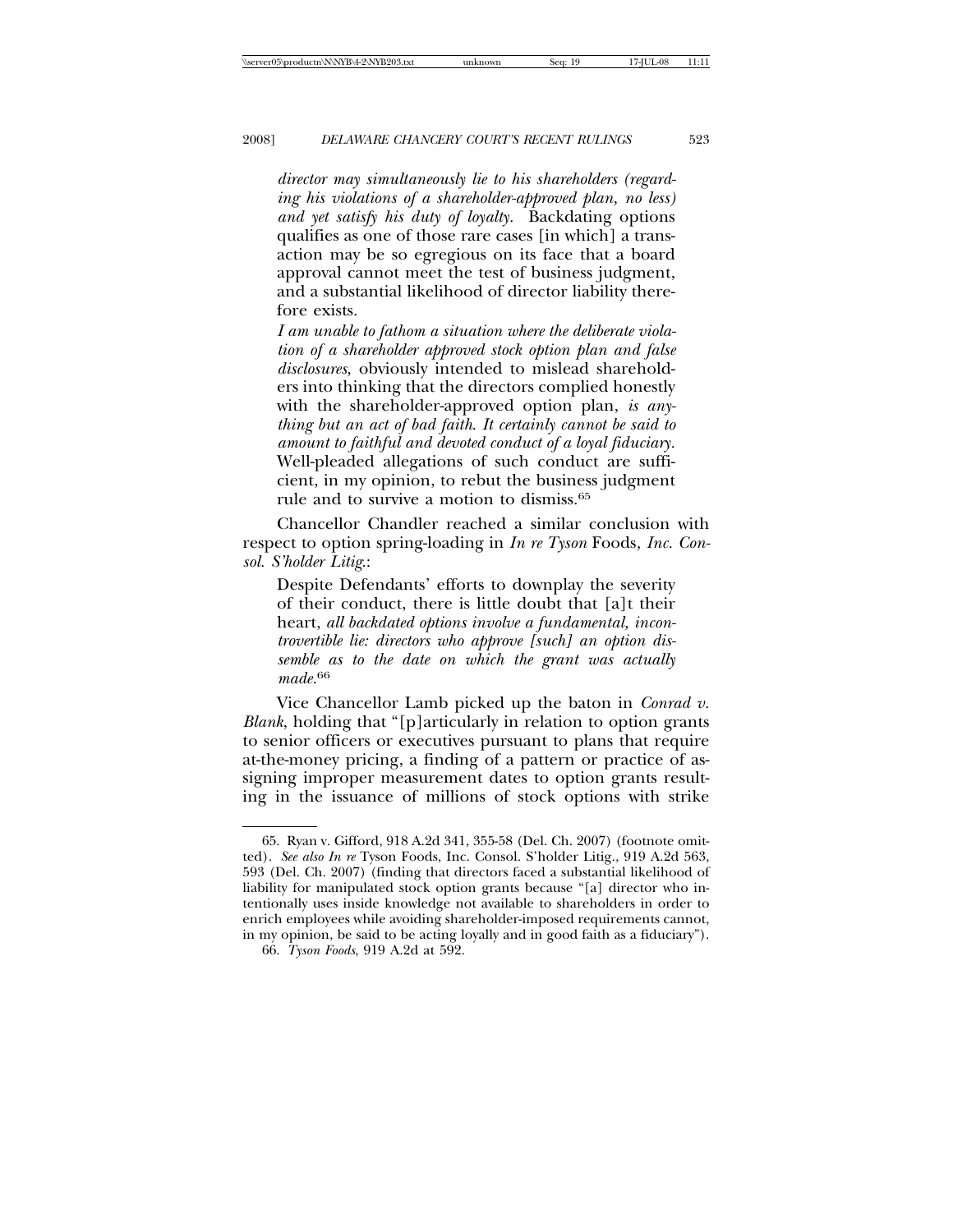*director may simultaneously lie to his shareholders (regarding his violations of a shareholder-approved plan, no less) and yet satisfy his duty of loyalty.* Backdating options qualifies as one of those rare cases [in which] a transaction may be so egregious on its face that a board approval cannot meet the test of business judgment, and a substantial likelihood of director liability therefore exists.

> *I am unable to fathom a situation where the deliberate violation of a shareholder approved stock option plan and false disclosures,* obviously intended to mislead shareholders into thinking that the directors complied honestly with the shareholder-approved option plan, *is anything but an act of bad faith. It certainly cannot be said to amount to faithful and devoted conduct of a loyal fiduciary.* Well-pleaded allegations of such conduct are sufficient, in my opinion, to rebut the business judgment rule and to survive a motion to dismiss.[65]

Chancellor Chandler reached a similar conclusion with respect to option spring-loading in *In re Tyson* Foods*, Inc. Consol. S'holder Litig.*:

> Despite Defendants' efforts to downplay the severity of their conduct, there is little doubt that [a]t their heart, *all backdated options involve a fundamental, incontrovertible lie: directors who approve [such] an option dissemble as to the date on which the grant was actually made.*[66]

Vice Chancellor Lamb picked up the baton in *Conrad v. Blank*, holding that "[p]articularly in relation to option grants to senior officers or executives pursuant to plans that require at-the-money pricing, a finding of a pattern or practice of assigning improper measurement dates to option grants resulting in the issuance of millions of stock options with strike

---

65. Ryan v. Gifford, 918 A.2d 341, 355-58 (Del. Ch. 2007) (footnote omitted). *See also In re* Tyson Foods, Inc. Consol. S'holder Litig., 919 A.2d 563, 593 (Del. Ch. 2007) (finding that directors faced a substantial likelihood of liability for manipulated stock option grants because "[a] director who intentionally uses inside knowledge not available to shareholders in order to enrich employees while avoiding shareholder-imposed requirements cannot, in my opinion, be said to be acting loyally and in good faith as a fiduciary").

66. *Tyson Foods*, 919 A.2d at 592.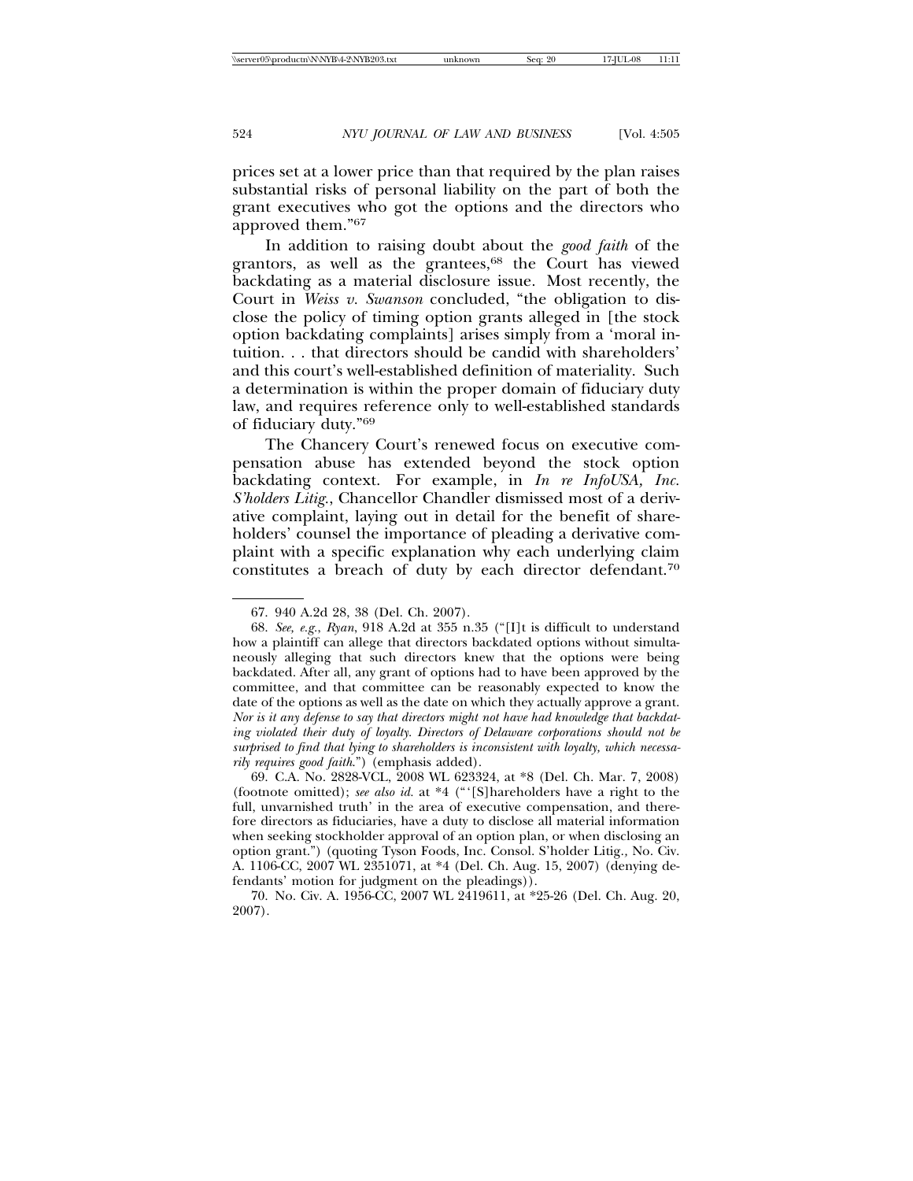prices set at a lower price than that required by the plan raises substantial risks of personal liability on the part of both the grant executives who got the options and the directors who approved them."[67]

In addition to raising doubt about the *good faith* of the grantors, as well as the grantees,[68] the Court has viewed backdating as a material disclosure issue. Most recently, the Court in *Weiss v. Swanson* concluded, "the obligation to disclose the policy of timing option grants alleged in [the stock option backdating complaints] arises simply from a 'moral intuition. . . that directors should be candid with shareholders' and this court's well-established definition of materiality. Such a determination is within the proper domain of fiduciary duty law, and requires reference only to well-established standards of fiduciary duty."[69]

The Chancery Court's renewed focus on executive compensation abuse has extended beyond the stock option backdating context. For example, in *In re InfoUSA, Inc. S'holders Litig.*, Chancellor Chandler dismissed most of a derivative complaint, laying out in detail for the benefit of shareholders' counsel the importance of pleading a derivative complaint with a specific explanation why each underlying claim constitutes a breach of duty by each director defendant.[70]

---

67. 940 A.2d 28, 38 (Del. Ch. 2007).

68. *See, e.g.*, *Ryan*, 918 A.2d at 355 n.35 ("[I]t is difficult to understand how a plaintiff can allege that directors backdated options without simultaneously alleging that such directors knew that the options were being backdated. After all, any grant of options had to have been approved by the committee, and that committee can be reasonably expected to know the date of the options as well as the date on which they actually approve a grant. *Nor is it any defense to say that directors might not have had knowledge that backdating violated their duty of loyalty. Directors of Delaware corporations should not be surprised to find that lying to shareholders is inconsistent with loyalty, which necessarily requires good faith.*") (emphasis added).

69. C.A. No. 2828-VCL, 2008 WL 623324, at *8 (Del. Ch. Mar. 7, 2008) (footnote omitted); *see also id.* at *4 ("'[S]hareholders have a right to the full, unvarnished truth' in the area of executive compensation, and therefore directors as fiduciaries, have a duty to disclose all material information when seeking stockholder approval of an option plan, or when disclosing an option grant.") (quoting Tyson Foods, Inc. Consol. S'holder Litig., No. Civ. A. 1106-CC, 2007 WL 2351071, at *4 (Del. Ch. Aug. 15, 2007) (denying defendants' motion for judgment on the pleadings)).

70. No. Civ. A. 1956-CC, 2007 WL 2419611, at *25-26 (Del. Ch. Aug. 20, 2007).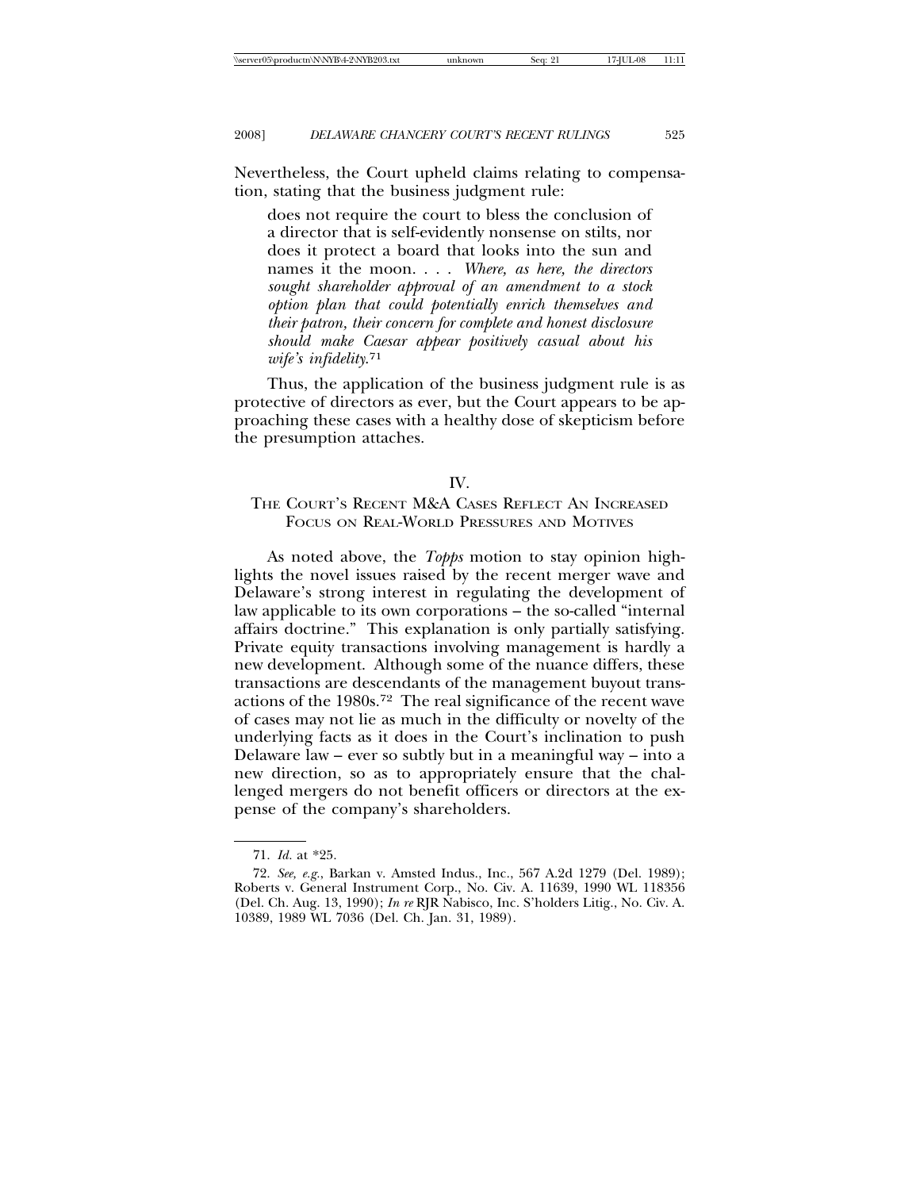Nevertheless, the Court upheld claims relating to compensation, stating that the business judgment rule:

> does not require the court to bless the conclusion of a director that is self-evidently nonsense on stilts, nor does it protect a board that looks into the sun and names it the moon. . . . *Where, as here, the directors sought shareholder approval of an amendment to a stock option plan that could potentially enrich themselves and their patron, their concern for complete and honest disclosure should make Caesar appear positively casual about his wife's infidelity.*[71]

Thus, the application of the business judgment rule is as protective of directors as ever, but the Court appears to be approaching these cases with a healthy dose of skepticism before the presumption attaches.

## IV.
## THE COURT'S RECENT M&A CASES REFLECT AN INCREASED FOCUS ON REAL-WORLD PRESSURES AND MOTIVES

As noted above, the *Topps* motion to stay opinion highlights the novel issues raised by the recent merger wave and Delaware's strong interest in regulating the development of law applicable to its own corporations – the so-called "internal affairs doctrine." This explanation is only partially satisfying. Private equity transactions involving management is hardly a new development. Although some of the nuance differs, these transactions are descendants of the management buyout transactions of the 1980s.[72] The real significance of the recent wave of cases may not lie as much in the difficulty or novelty of the underlying facts as it does in the Court's inclination to push Delaware law – ever so subtly but in a meaningful way – into a new direction, so as to appropriately ensure that the challenged mergers do not benefit officers or directors at the expense of the company's shareholders.

---

71. *Id.* at *25.

72. *See, e.g.*, Barkan v. Amsted Indus., Inc., 567 A.2d 1279 (Del. 1989); Roberts v. General Instrument Corp., No. Civ. A. 11639, 1990 WL 118356 (Del. Ch. Aug. 13, 1990); *In re* RJR Nabisco, Inc. S'holders Litig., No. Civ. A. 10389, 1989 WL 7036 (Del. Ch. Jan. 31, 1989).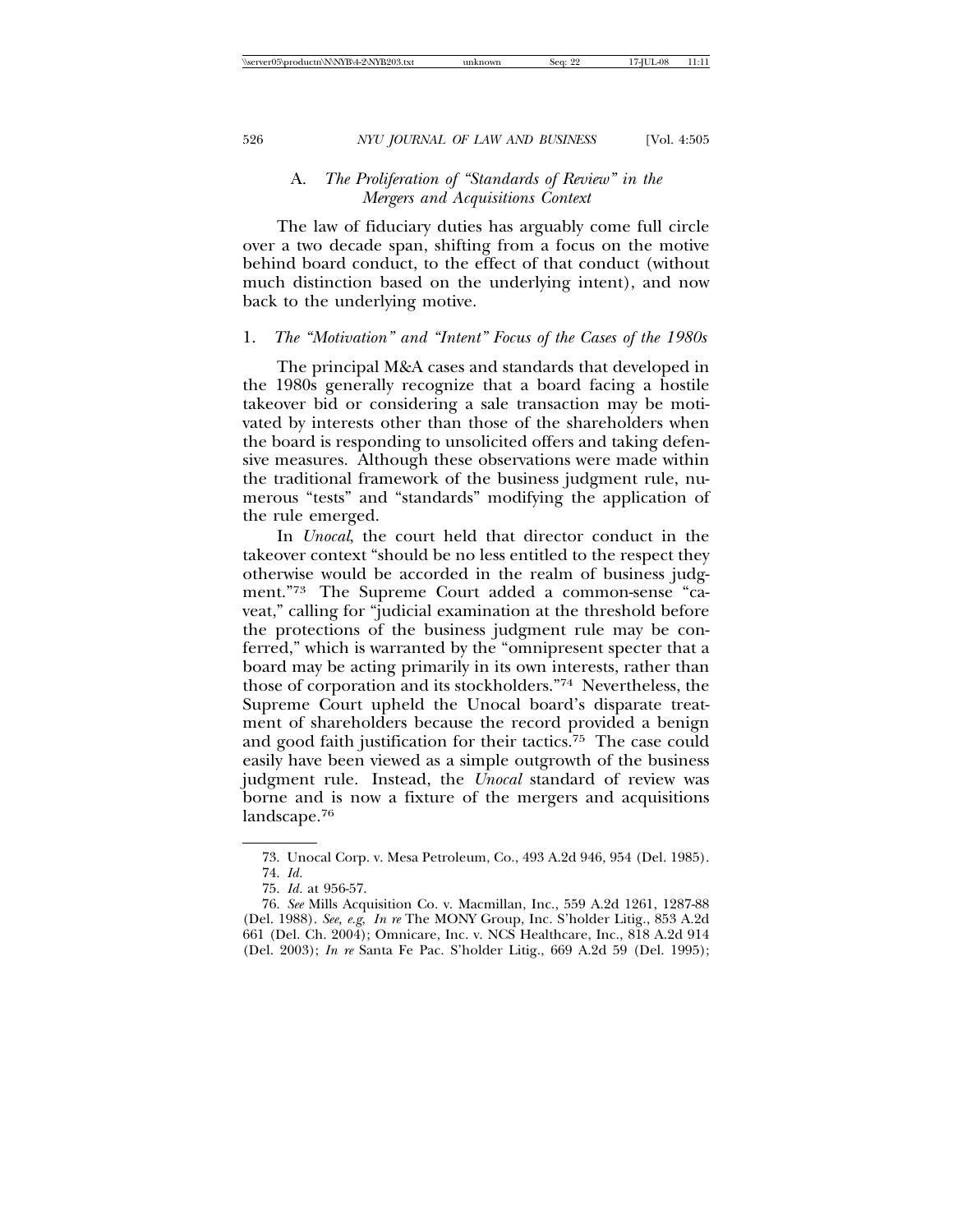### A. *The Proliferation of "Standards of Review" in the Mergers and Acquisitions Context*

The law of fiduciary duties has arguably come full circle over a two decade span, shifting from a focus on the motive behind board conduct, to the effect of that conduct (without much distinction based on the underlying intent), and now back to the underlying motive.

#### 1. *The "Motivation" and "Intent" Focus of the Cases of the 1980s*

The principal M&A cases and standards that developed in the 1980s generally recognize that a board facing a hostile takeover bid or considering a sale transaction may be motivated by interests other than those of the shareholders when the board is responding to unsolicited offers and taking defensive measures. Although these observations were made within the traditional framework of the business judgment rule, numerous "tests" and "standards" modifying the application of the rule emerged.

In *Unocal*, the court held that director conduct in the takeover context "should be no less entitled to the respect they otherwise would be accorded in the realm of business judgment."[73] The Supreme Court added a common-sense "caveat," calling for "judicial examination at the threshold before the protections of the business judgment rule may be conferred," which is warranted by the "omnipresent specter that a board may be acting primarily in its own interests, rather than those of corporation and its stockholders."[74] Nevertheless, the Supreme Court upheld the Unocal board's disparate treatment of shareholders because the record provided a benign and good faith justification for their tactics.[75] The case could easily have been viewed as a simple outgrowth of the business judgment rule. Instead, the *Unocal* standard of review was borne and is now a fixture of the mergers and acquisitions landscape.[76]

---

73. Unocal Corp. v. Mesa Petroleum, Co., 493 A.2d 946, 954 (Del. 1985).

74. *Id.*

75. *Id.* at 956-57.

76. *See* Mills Acquisition Co. v. Macmillan, Inc., 559 A.2d 1261, 1287-88 (Del. 1988). *See, e.g*, *In re* The MONY Group, Inc. S'holder Litig., 853 A.2d 661 (Del. Ch. 2004); Omnicare, Inc. v. NCS Healthcare, Inc., 818 A.2d 914 (Del. 2003); *In re* Santa Fe Pac. S'holder Litig., 669 A.2d 59 (Del. 1995);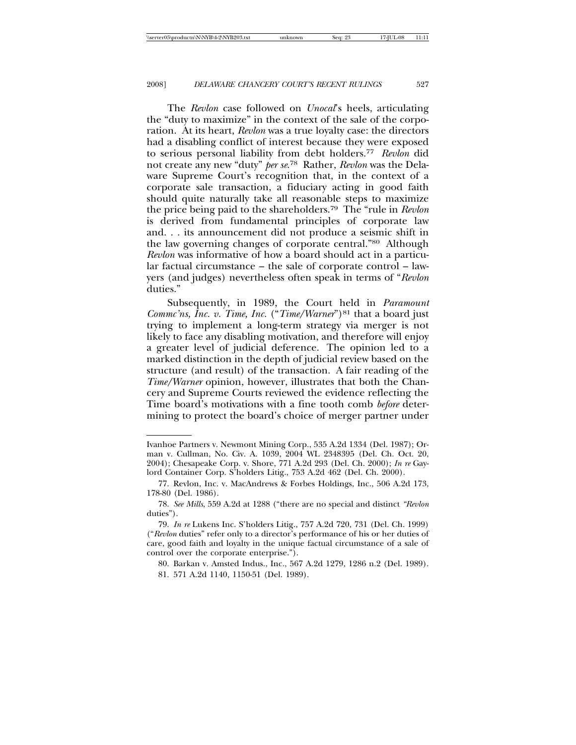The *Revlon* case followed on *Unocal*'s heels, articulating the "duty to maximize" in the context of the sale of the corporation. At its heart, *Revlon* was a true loyalty case: the directors had a disabling conflict of interest because they were exposed to serious personal liability from debt holders.[77] *Revlon* did not create any new "duty" *per se*.[78] Rather, *Revlon* was the Delaware Supreme Court's recognition that, in the context of a corporate sale transaction, a fiduciary acting in good faith should quite naturally take all reasonable steps to maximize the price being paid to the shareholders.[79] The "rule in *Revlon* is derived from fundamental principles of corporate law and. . . its announcement did not produce a seismic shift in the law governing changes of corporate central."[80] Although *Revlon* was informative of how a board should act in a particular factual circumstance – the sale of corporate control – lawyers (and judges) nevertheless often speak in terms of "*Revlon* duties."

Subsequently, in 1989, the Court held in *Paramount Commc'ns, Inc. v. Time, Inc.* ("*Time/Warner*")[81] that a board just trying to implement a long-term strategy via merger is not likely to face any disabling motivation, and therefore will enjoy a greater level of judicial deference. The opinion led to a marked distinction in the depth of judicial review based on the structure (and result) of the transaction. A fair reading of the *Time/Warner* opinion, however, illustrates that both the Chancery and Supreme Courts reviewed the evidence reflecting the Time board's motivations with a fine tooth comb *before* determining to protect the board's choice of merger partner under

---

Ivanhoe Partners v. Newmont Mining Corp., 535 A.2d 1334 (Del. 1987); Orman v. Cullman, No. Civ. A. 1039, 2004 WL 2348395 (Del. Ch. Oct. 20, 2004); Chesapeake Corp. v. Shore, 771 A.2d 293 (Del. Ch. 2000); *In re* Gaylord Container Corp. S'holders Litig., 753 A.2d 462 (Del. Ch. 2000).

77. Revlon, Inc. v. MacAndrews & Forbes Holdings, Inc., 506 A.2d 173, 178-80 (Del. 1986).

78. *See Mills*, 559 A.2d at 1288 ("there are no special and distinct *"Revlon* duties").

79. *In re* Lukens Inc. S'holders Litig., 757 A.2d 720, 731 (Del. Ch. 1999) ("*Revlon* duties" refer only to a director's performance of his or her duties of care, good faith and loyalty in the unique factual circumstance of a sale of control over the corporate enterprise.").

80. Barkan v. Amsted Indus., Inc., 567 A.2d 1279, 1286 n.2 (Del. 1989).

81. 571 A.2d 1140, 1150-51 (Del. 1989).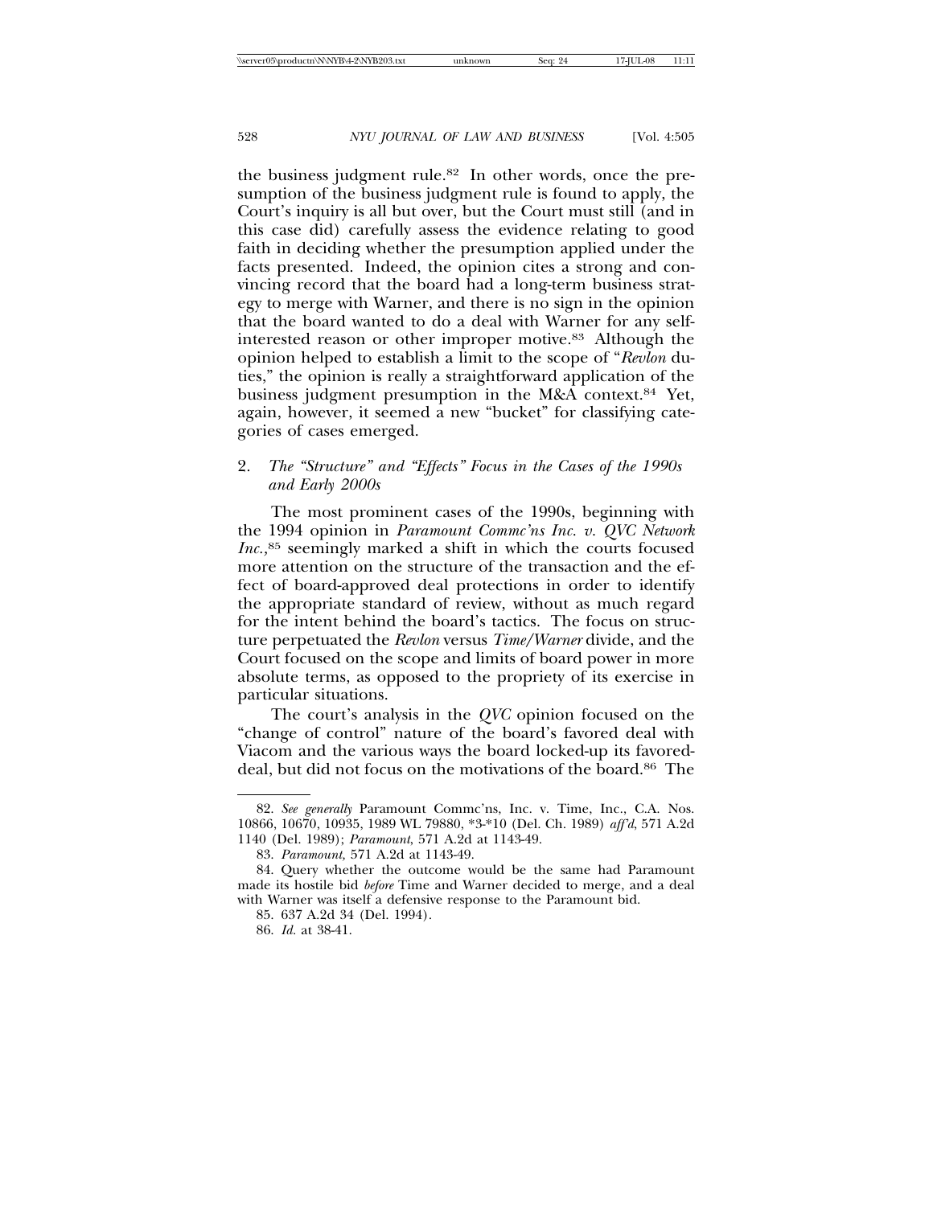the business judgment rule.[82] In other words, once the presumption of the business judgment rule is found to apply, the Court's inquiry is all but over, but the Court must still (and in this case did) carefully assess the evidence relating to good faith in deciding whether the presumption applied under the facts presented. Indeed, the opinion cites a strong and convincing record that the board had a long-term business strategy to merge with Warner, and there is no sign in the opinion that the board wanted to do a deal with Warner for any self-interested reason or other improper motive.[83] Although the opinion helped to establish a limit to the scope of "*Revlon* duties," the opinion is really a straightforward application of the business judgment presumption in the M&A context.[84] Yet, again, however, it seemed a new "bucket" for classifying categories of cases emerged.

### 2. *The "Structure" and "Effects" Focus in the Cases of the 1990s and Early 2000s*

The most prominent cases of the 1990s, beginning with the 1994 opinion in *Paramount Commc'ns Inc. v. QVC Network Inc.*,[85] seemingly marked a shift in which the courts focused more attention on the structure of the transaction and the effect of board-approved deal protections in order to identify the appropriate standard of review, without as much regard for the intent behind the board's tactics. The focus on structure perpetuated the *Revlon* versus *Time/Warner* divide, and the Court focused on the scope and limits of board power in more absolute terms, as opposed to the propriety of its exercise in particular situations.

The court's analysis in the *QVC* opinion focused on the "change of control" nature of the board's favored deal with Viacom and the various ways the board locked-up its favored-deal, but did not focus on the motivations of the board.[86] The

---

82. *See generally* Paramount Commc'ns, Inc. v. Time, Inc., C.A. Nos. 10866, 10670, 10935, 1989 WL 79880, \*3-\*10 (Del. Ch. 1989) *aff'd*, 571 A.2d 1140 (Del. 1989); *Paramount*, 571 A.2d at 1143-49.

83. *Paramount*, 571 A.2d at 1143-49.

84. Query whether the outcome would be the same had Paramount made its hostile bid *before* Time and Warner decided to merge, and a deal with Warner was itself a defensive response to the Paramount bid.

85. 637 A.2d 34 (Del. 1994).

86. *Id.* at 38-41.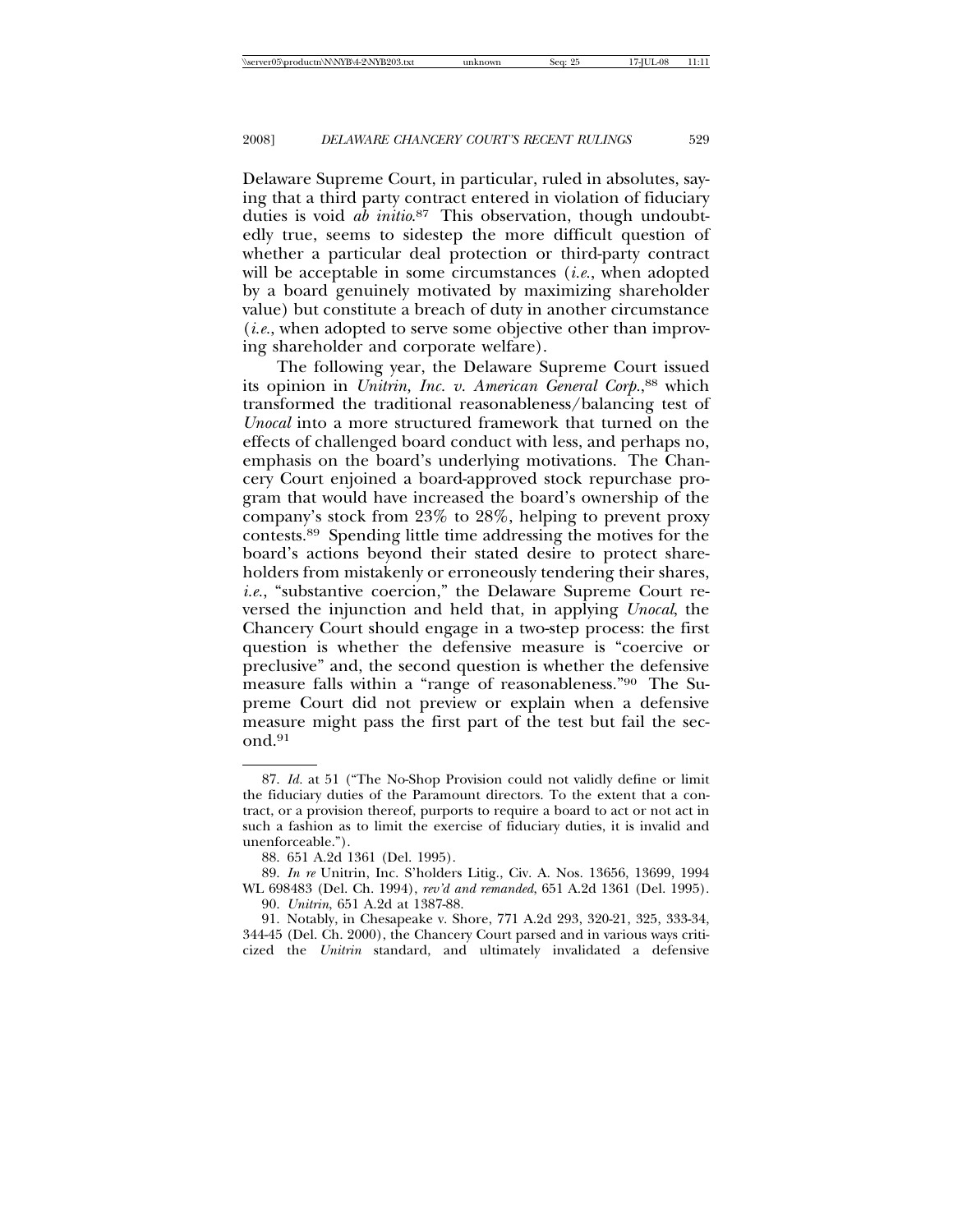Delaware Supreme Court, in particular, ruled in absolutes, saying that a third party contract entered in violation of fiduciary duties is void *ab initio*.[87] This observation, though undoubtedly true, seems to sidestep the more difficult question of whether a particular deal protection or third-party contract will be acceptable in some circumstances (*i.e.*, when adopted by a board genuinely motivated by maximizing shareholder value) but constitute a breach of duty in another circumstance (*i.e.*, when adopted to serve some objective other than improving shareholder and corporate welfare).

The following year, the Delaware Supreme Court issued its opinion in *Unitrin, Inc. v. American General Corp.*,[88] which transformed the traditional reasonableness/balancing test of *Unocal* into a more structured framework that turned on the effects of challenged board conduct with less, and perhaps no, emphasis on the board's underlying motivations. The Chancery Court enjoined a board-approved stock repurchase program that would have increased the board's ownership of the company's stock from 23% to 28%, helping to prevent proxy contests.[89] Spending little time addressing the motives for the board's actions beyond their stated desire to protect shareholders from mistakenly or erroneously tendering their shares, *i.e.*, "substantive coercion," the Delaware Supreme Court reversed the injunction and held that, in applying *Unocal*, the Chancery Court should engage in a two-step process: the first question is whether the defensive measure is "coercive or preclusive" and, the second question is whether the defensive measure falls within a "range of reasonableness."[90] The Supreme Court did not preview or explain when a defensive measure might pass the first part of the test but fail the second.[91]

---

87. *Id.* at 51 ("The No-Shop Provision could not validly define or limit the fiduciary duties of the Paramount directors. To the extent that a contract, or a provision thereof, purports to require a board to act or not act in such a fashion as to limit the exercise of fiduciary duties, it is invalid and unenforceable.").

88. 651 A.2d 1361 (Del. 1995).

89. *In re* Unitrin, Inc. S'holders Litig., Civ. A. Nos. 13656, 13699, 1994 WL 698483 (Del. Ch. 1994), *rev'd and remanded*, 651 A.2d 1361 (Del. 1995).

90. *Unitrin*, 651 A.2d at 1387-88.

91. Notably, in Chesapeake v. Shore, 771 A.2d 293, 320-21, 325, 333-34, 344-45 (Del. Ch. 2000), the Chancery Court parsed and in various ways criticized the *Unitrin* standard, and ultimately invalidated a defensive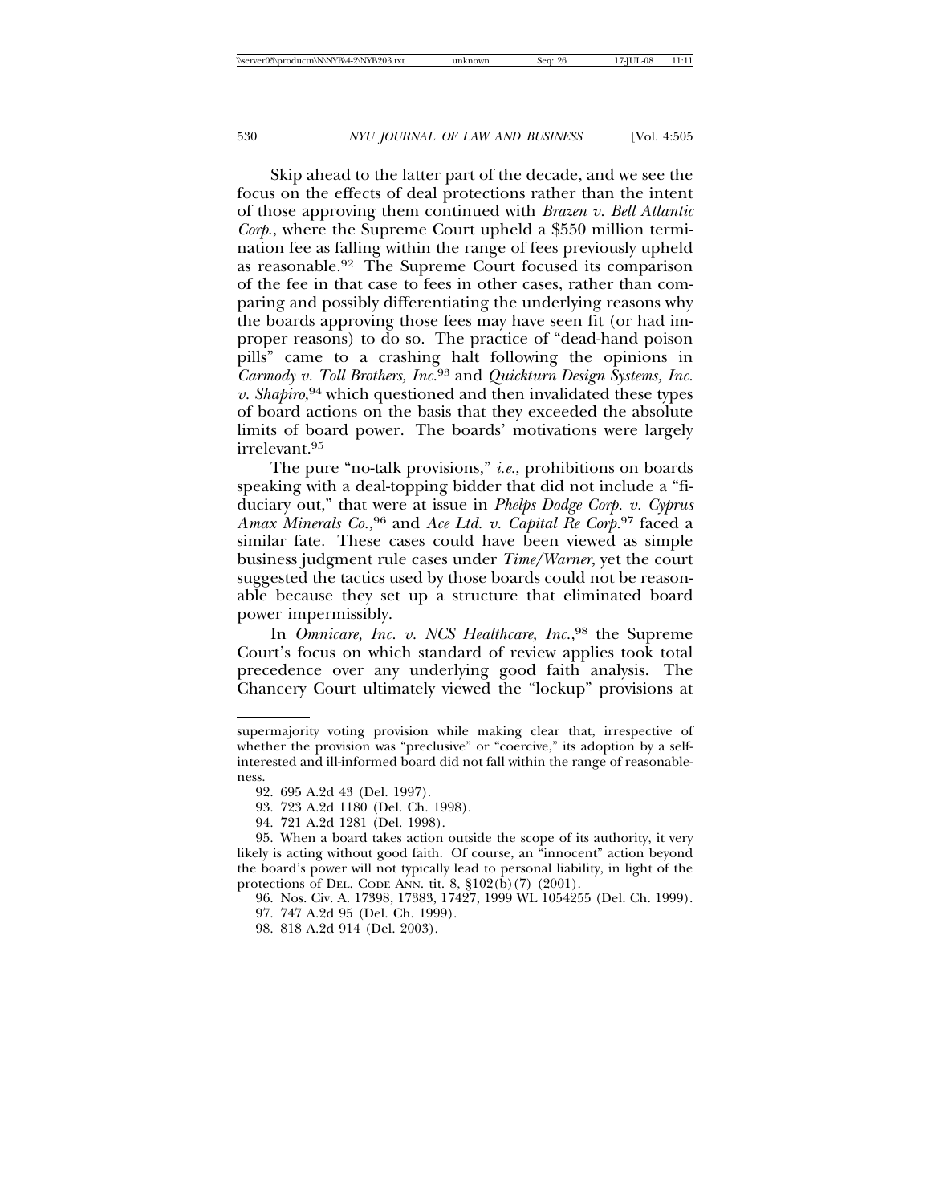Skip ahead to the latter part of the decade, and we see the focus on the effects of deal protections rather than the intent of those approving them continued with *Brazen v. Bell Atlantic Corp.*, where the Supreme Court upheld a $550 million termination fee as falling within the range of fees previously upheld as reasonable.[92] The Supreme Court focused its comparison of the fee in that case to fees in other cases, rather than comparing and possibly differentiating the underlying reasons why the boards approving those fees may have seen fit (or had improper reasons) to do so. The practice of "dead-hand poison pills" came to a crashing halt following the opinions in *Carmody v. Toll Brothers, Inc.*[93] and *Quickturn Design Systems, Inc. v. Shapiro,*[94] which questioned and then invalidated these types of board actions on the basis that they exceeded the absolute limits of board power. The boards' motivations were largely irrelevant.[95]

The pure "no-talk provisions," *i.e.*, prohibitions on boards speaking with a deal-topping bidder that did not include a "fiduciary out," that were at issue in *Phelps Dodge Corp. v. Cyprus Amax Minerals Co.*,[96] and *Ace Ltd. v. Capital Re Corp.*[97] faced a similar fate. These cases could have been viewed as simple business judgment rule cases under *Time/Warner*, yet the court suggested the tactics used by those boards could not be reasonable because they set up a structure that eliminated board power impermissibly.

In *Omnicare, Inc. v. NCS Healthcare, Inc.*,[98] the Supreme Court's focus on which standard of review applies took total precedence over any underlying good faith analysis. The Chancery Court ultimately viewed the "lockup" provisions at

---

supermajority voting provision while making clear that, irrespective of whether the provision was "preclusive" or "coercive," its adoption by a self-interested and ill-informed board did not fall within the range of reasonableness.

92. 695 A.2d 43 (Del. 1997).

93. 723 A.2d 1180 (Del. Ch. 1998).

94. 721 A.2d 1281 (Del. 1998).

95. When a board takes action outside the scope of its authority, it very likely is acting without good faith. Of course, an "innocent" action beyond the board's power will not typically lead to personal liability, in light of the protections of DEL. CODE ANN. tit. 8, §102(b)(7) (2001).

96. Nos. Civ. A. 17398, 17383, 17427, 1999 WL 1054255 (Del. Ch. 1999).

97. 747 A.2d 95 (Del. Ch. 1999).

98. 818 A.2d 914 (Del. 2003).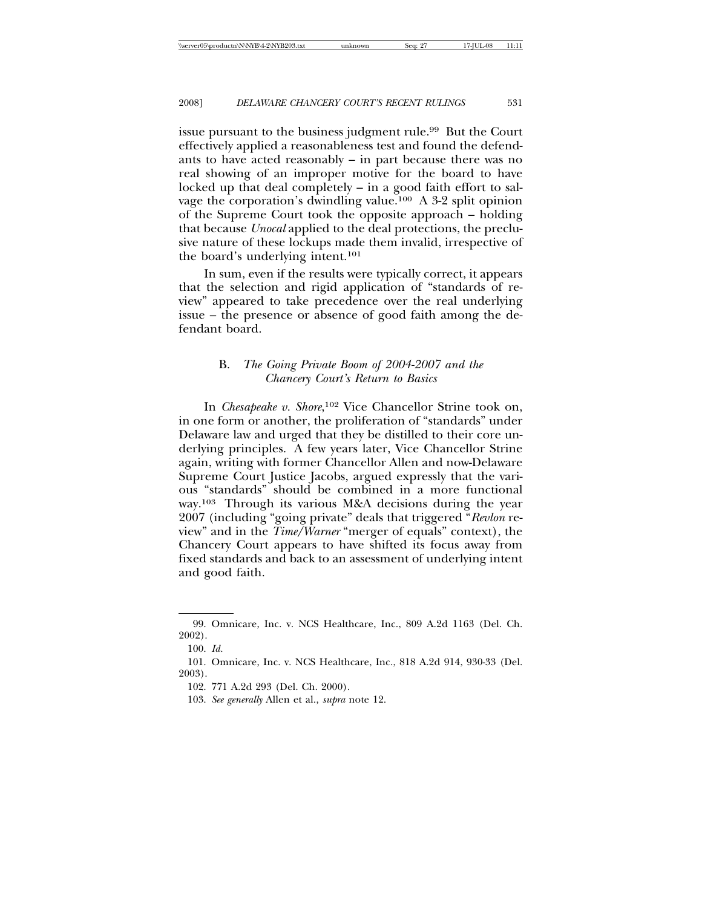issue pursuant to the business judgment rule.[99] But the Court effectively applied a reasonableness test and found the defendants to have acted reasonably – in part because there was no real showing of an improper motive for the board to have locked up that deal completely – in a good faith effort to salvage the corporation's dwindling value.[100] A 3-2 split opinion of the Supreme Court took the opposite approach – holding that because *Unocal* applied to the deal protections, the preclusive nature of these lockups made them invalid, irrespective of the board's underlying intent.[101]

In sum, even if the results were typically correct, it appears that the selection and rigid application of "standards of review" appeared to take precedence over the real underlying issue – the presence or absence of good faith among the defendant board.

### B. *The Going Private Boom of 2004-2007 and the Chancery Court's Return to Basics*

In *Chesapeake v. Shore*,[102] Vice Chancellor Strine took on, in one form or another, the proliferation of "standards" under Delaware law and urged that they be distilled to their core underlying principles. A few years later, Vice Chancellor Strine again, writing with former Chancellor Allen and now-Delaware Supreme Court Justice Jacobs, argued expressly that the various "standards" should be combined in a more functional way.[103] Through its various M&A decisions during the year 2007 (including "going private" deals that triggered "*Revlon* review" and in the *Time/Warner* "merger of equals" context), the Chancery Court appears to have shifted its focus away from fixed standards and back to an assessment of underlying intent and good faith.

---

99. Omnicare, Inc. v. NCS Healthcare, Inc., 809 A.2d 1163 (Del. Ch. 2002).

100. *Id.*

101. Omnicare, Inc. v. NCS Healthcare, Inc., 818 A.2d 914, 930-33 (Del. 2003).

102. 771 A.2d 293 (Del. Ch. 2000).

103. *See generally* Allen et al., *supra* note 12.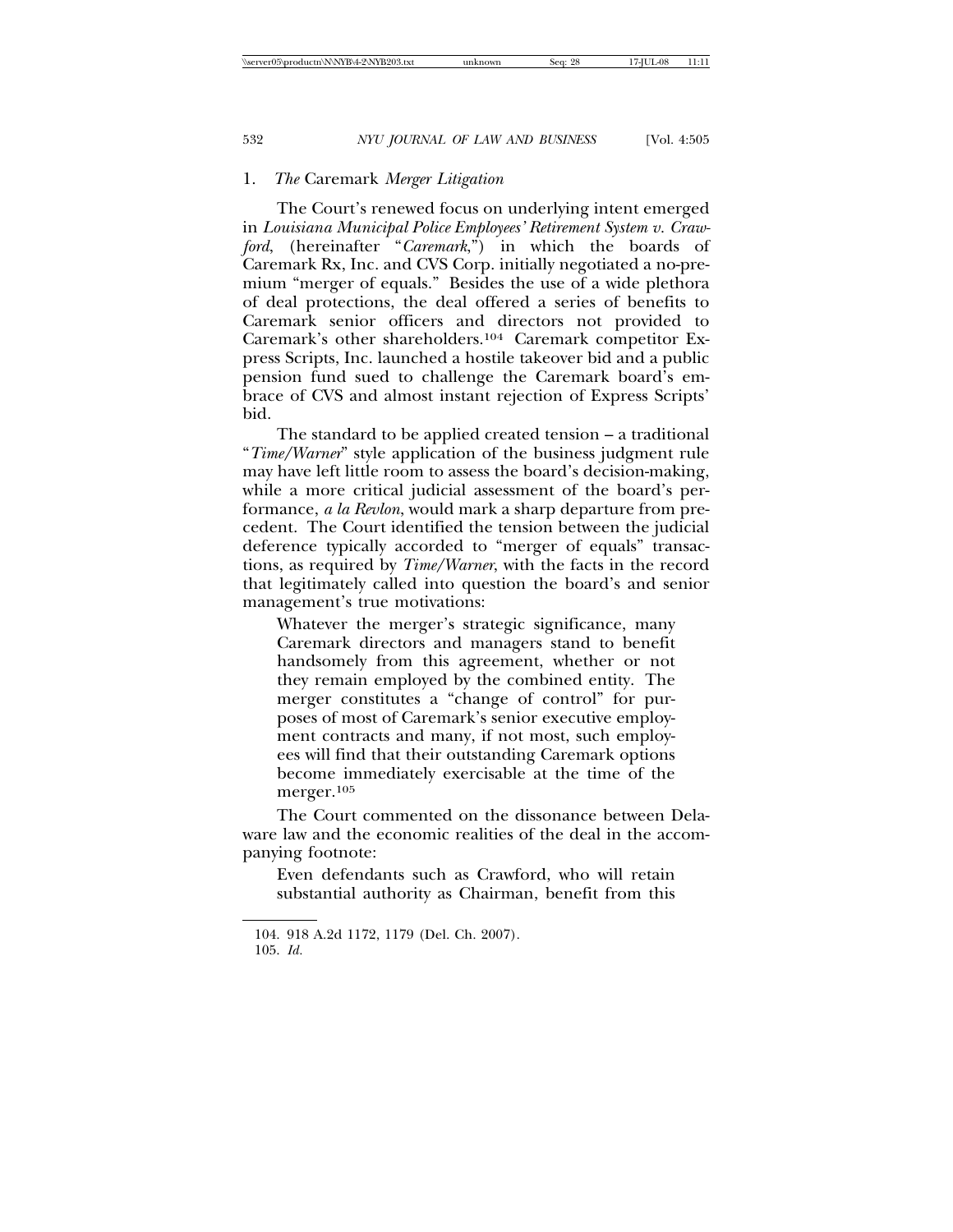### 1. *The* Caremark *Merger Litigation*

The Court's renewed focus on underlying intent emerged in *Louisiana Municipal Police Employees' Retirement System v. Crawford*, (hereinafter "*Caremark*,") in which the boards of Caremark Rx, Inc. and CVS Corp. initially negotiated a no-premium "merger of equals." Besides the use of a wide plethora of deal protections, the deal offered a series of benefits to Caremark senior officers and directors not provided to Caremark's other shareholders.[104] Caremark competitor Express Scripts, Inc. launched a hostile takeover bid and a public pension fund sued to challenge the Caremark board's embrace of CVS and almost instant rejection of Express Scripts' bid.

The standard to be applied created tension – a traditional "*Time/Warner*" style application of the business judgment rule may have left little room to assess the board's decision-making, while a more critical judicial assessment of the board's performance, *a la Revlon*, would mark a sharp departure from precedent. The Court identified the tension between the judicial deference typically accorded to "merger of equals" transactions, as required by *Time/Warner*, with the facts in the record that legitimately called into question the board's and senior management's true motivations:

> Whatever the merger's strategic significance, many Caremark directors and managers stand to benefit handsomely from this agreement, whether or not they remain employed by the combined entity. The merger constitutes a "change of control" for purposes of most of Caremark's senior executive employment contracts and many, if not most, such employees will find that their outstanding Caremark options become immediately exercisable at the time of the merger.[105]

The Court commented on the dissonance between Delaware law and the economic realities of the deal in the accompanying footnote:

> Even defendants such as Crawford, who will retain substantial authority as Chairman, benefit from this

---

104. 918 A.2d 1172, 1179 (Del. Ch. 2007).

105. *Id.*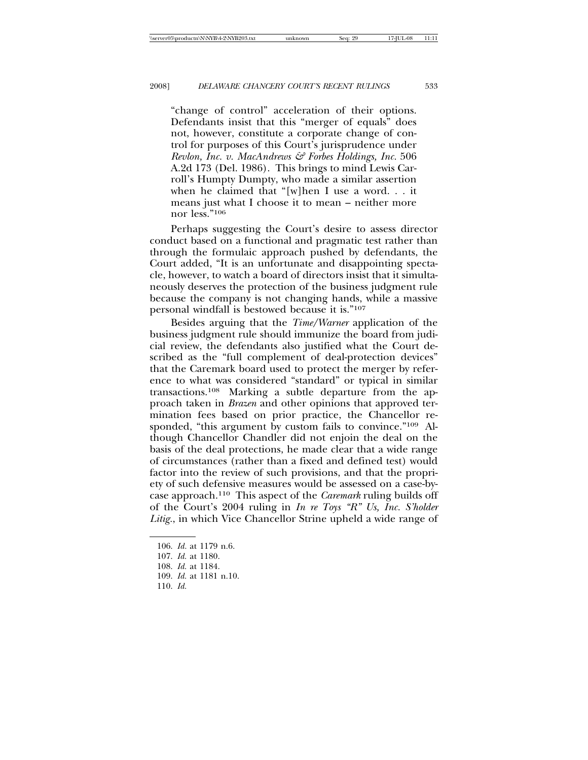> "change of control" acceleration of their options. Defendants insist that this "merger of equals" does not, however, constitute a corporate change of control for purposes of this Court's jurisprudence under *Revlon, Inc. v. MacAndrews & Forbes Holdings, Inc.* 506 A.2d 173 (Del. 1986). This brings to mind Lewis Carroll's Humpty Dumpty, who made a similar assertion when he claimed that "[w]hen I use a word. . . it means just what I choose it to mean – neither more nor less."[106]

Perhaps suggesting the Court's desire to assess director conduct based on a functional and pragmatic test rather than through the formulaic approach pushed by defendants, the Court added, "It is an unfortunate and disappointing spectacle, however, to watch a board of directors insist that it simultaneously deserves the protection of the business judgment rule because the company is not changing hands, while a massive personal windfall is bestowed because it is."[107]

Besides arguing that the *Time/Warner* application of the business judgment rule should immunize the board from judicial review, the defendants also justified what the Court described as the "full complement of deal-protection devices" that the Caremark board used to protect the merger by reference to what was considered "standard" or typical in similar transactions.[108] Marking a subtle departure from the approach taken in *Brazen* and other opinions that approved termination fees based on prior practice, the Chancellor responded, "this argument by custom fails to convince."[109] Although Chancellor Chandler did not enjoin the deal on the basis of the deal protections, he made clear that a wide range of circumstances (rather than a fixed and defined test) would factor into the review of such provisions, and that the propriety of such defensive measures would be assessed on a case-by-case approach.[110] This aspect of the *Caremark* ruling builds off of the Court's 2004 ruling in *In re Toys "R" Us, Inc. S'holder Litig.*, in which Vice Chancellor Strine upheld a wide range of

---

106. *Id.* at 1179 n.6.
107. *Id.* at 1180.
108. *Id.* at 1184.
109. *Id.* at 1181 n.10.
110. *Id.*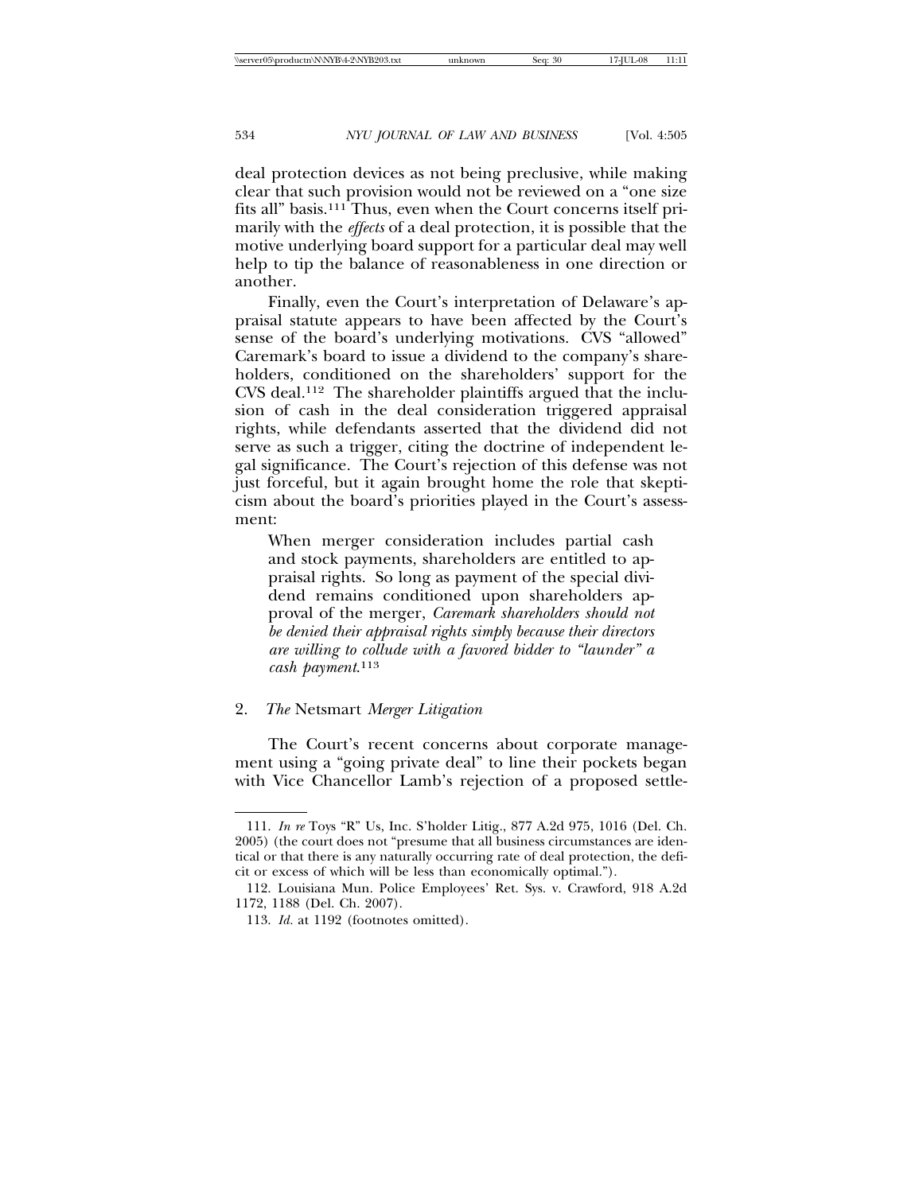deal protection devices as not being preclusive, while making clear that such provision would not be reviewed on a "one size fits all" basis.[111] Thus, even when the Court concerns itself primarily with the *effects* of a deal protection, it is possible that the motive underlying board support for a particular deal may well help to tip the balance of reasonableness in one direction or another.

Finally, even the Court's interpretation of Delaware's appraisal statute appears to have been affected by the Court's sense of the board's underlying motivations. CVS "allowed" Caremark's board to issue a dividend to the company's shareholders, conditioned on the shareholders' support for the CVS deal.[112] The shareholder plaintiffs argued that the inclusion of cash in the deal consideration triggered appraisal rights, while defendants asserted that the dividend did not serve as such a trigger, citing the doctrine of independent legal significance. The Court's rejection of this defense was not just forceful, but it again brought home the role that skepticism about the board's priorities played in the Court's assessment:

> When merger consideration includes partial cash and stock payments, shareholders are entitled to appraisal rights. So long as payment of the special dividend remains conditioned upon shareholders approval of the merger, *Caremark shareholders should not be denied their appraisal rights simply because their directors are willing to collude with a favored bidder to "launder" a cash payment*.[113]

### 2. *The* Netsmart *Merger Litigation*

The Court's recent concerns about corporate management using a "going private deal" to line their pockets began with Vice Chancellor Lamb's rejection of a proposed settle-

---

111. *In re* Toys "R" Us, Inc. S'holder Litig., 877 A.2d 975, 1016 (Del. Ch. 2005) (the court does not "presume that all business circumstances are identical or that there is any naturally occurring rate of deal protection, the deficit or excess of which will be less than economically optimal.").

112. Louisiana Mun. Police Employees' Ret. Sys. v. Crawford, 918 A.2d 1172, 1188 (Del. Ch. 2007).

113. *Id.* at 1192 (footnotes omitted).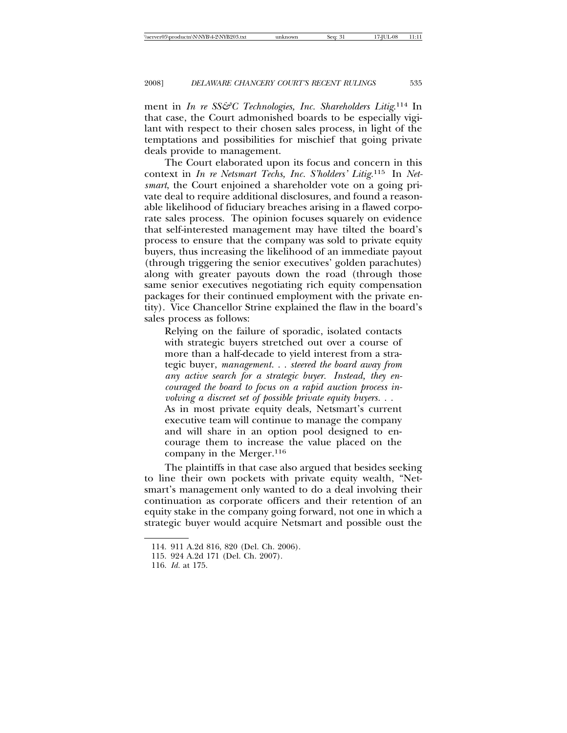ment in *In re SS&C Technologies, Inc. Shareholders Litig.*[114] In that case, the Court admonished boards to be especially vigilant with respect to their chosen sales process, in light of the temptations and possibilities for mischief that going private deals provide to management.

The Court elaborated upon its focus and concern in this context in *In re Netsmart Techs, Inc. S'holders' Litig.*[115] In *Netsmart*, the Court enjoined a shareholder vote on a going private deal to require additional disclosures, and found a reasonable likelihood of fiduciary breaches arising in a flawed corporate sales process. The opinion focuses squarely on evidence that self-interested management may have tilted the board's process to ensure that the company was sold to private equity buyers, thus increasing the likelihood of an immediate payout (through triggering the senior executives' golden parachutes) along with greater payouts down the road (through those same senior executives negotiating rich equity compensation packages for their continued employment with the private entity). Vice Chancellor Strine explained the flaw in the board's sales process as follows:

> Relying on the failure of sporadic, isolated contacts with strategic buyers stretched out over a course of more than a half-decade to yield interest from a strategic buyer, *management. . . steered the board away from any active search for a strategic buyer. Instead, they encouraged the board to focus on a rapid auction process involving a discreet set of possible private equity buyers. . .*
> As in most private equity deals, Netsmart's current executive team will continue to manage the company and will share in an option pool designed to encourage them to increase the value placed on the company in the Merger.[116]

The plaintiffs in that case also argued that besides seeking to line their own pockets with private equity wealth, "Netsmart's management only wanted to do a deal involving their continuation as corporate officers and their retention of an equity stake in the company going forward, not one in which a strategic buyer would acquire Netsmart and possible oust the

114. 911 A.2d 816, 820 (Del. Ch. 2006).

115. 924 A.2d 171 (Del. Ch. 2007).

116. *Id.* at 175.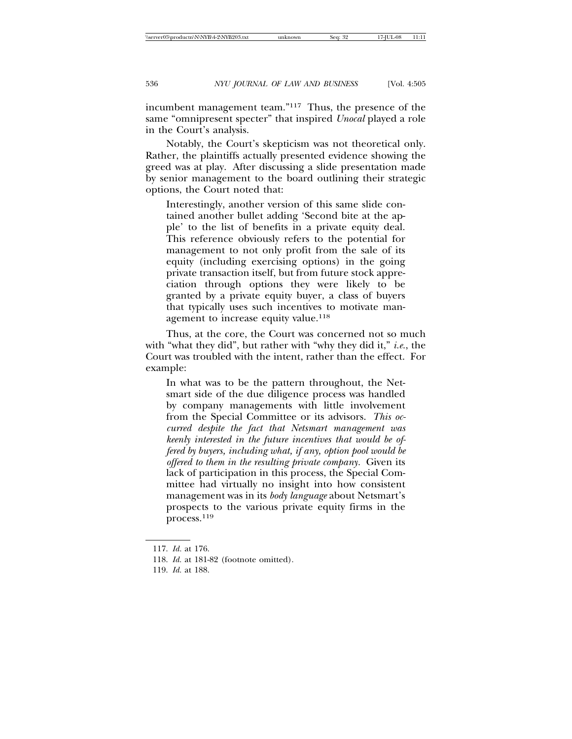incumbent management team."[117] Thus, the presence of the same "omnipresent specter" that inspired *Unocal* played a role in the Court's analysis.

Notably, the Court's skepticism was not theoretical only. Rather, the plaintiffs actually presented evidence showing the greed was at play. After discussing a slide presentation made by senior management to the board outlining their strategic options, the Court noted that:

> Interestingly, another version of this same slide contained another bullet adding 'Second bite at the apple' to the list of benefits in a private equity deal. This reference obviously refers to the potential for management to not only profit from the sale of its equity (including exercising options) in the going private transaction itself, but from future stock appreciation through options they were likely to be granted by a private equity buyer, a class of buyers that typically uses such incentives to motivate management to increase equity value.[118]

Thus, at the core, the Court was concerned not so much with "what they did", but rather with "why they did it," *i.e.*, the Court was troubled with the intent, rather than the effect. For example:

> In what was to be the pattern throughout, the Netsmart side of the due diligence process was handled by company managements with little involvement from the Special Committee or its advisors. *This occurred despite the fact that Netsmart management was keenly interested in the future incentives that would be offered by buyers, including what, if any, option pool would be offered to them in the resulting private company.* Given its lack of participation in this process, the Special Committee had virtually no insight into how consistent management was in its *body language* about Netsmart's prospects to the various private equity firms in the process.[119]

---

117. *Id.* at 176.

118. *Id.* at 181-82 (footnote omitted).

119. *Id.* at 188.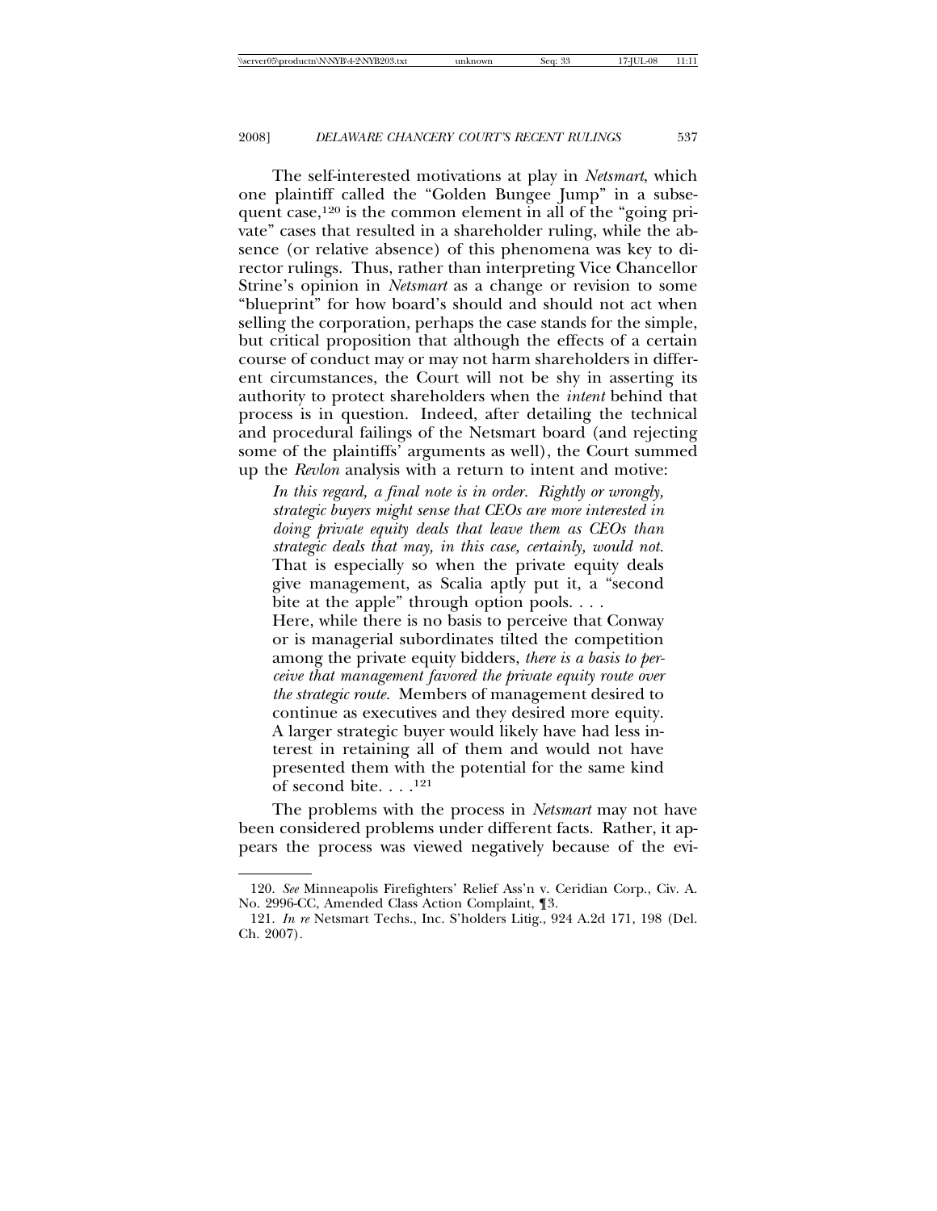The self-interested motivations at play in *Netsmart*, which one plaintiff called the "Golden Bungee Jump" in a subsequent case,[120] is the common element in all of the "going private" cases that resulted in a shareholder ruling, while the absence (or relative absence) of this phenomena was key to director rulings. Thus, rather than interpreting Vice Chancellor Strine's opinion in *Netsmart* as a change or revision to some "blueprint" for how board's should and should not act when selling the corporation, perhaps the case stands for the simple, but critical proposition that although the effects of a certain course of conduct may or may not harm shareholders in different circumstances, the Court will not be shy in asserting its authority to protect shareholders when the *intent* behind that process is in question. Indeed, after detailing the technical and procedural failings of the Netsmart board (and rejecting some of the plaintiffs' arguments as well), the Court summed up the *Revlon* analysis with a return to intent and motive:

> *In this regard, a final note is in order. Rightly or wrongly, strategic buyers might sense that CEOs are more interested in doing private equity deals that leave them as CEOs than strategic deals that may, in this case, certainly, would not.* That is especially so when the private equity deals give management, as Scalia aptly put it, a "second bite at the apple" through option pools. . . .
>
> Here, while there is no basis to perceive that Conway or is managerial subordinates tilted the competition among the private equity bidders, *there is a basis to perceive that management favored the private equity route over the strategic route.* Members of management desired to continue as executives and they desired more equity. A larger strategic buyer would likely have had less interest in retaining all of them and would not have presented them with the potential for the same kind of second bite. . . .[121]

The problems with the process in *Netsmart* may not have been considered problems under different facts. Rather, it appears the process was viewed negatively because of the evi-

---

120. *See* Minneapolis Firefighters' Relief Ass'n v. Ceridian Corp., Civ. A. No. 2996-CC, Amended Class Action Complaint, ¶3.

121. *In re* Netsmart Techs., Inc. S'holders Litig., 924 A.2d 171, 198 (Del. Ch. 2007).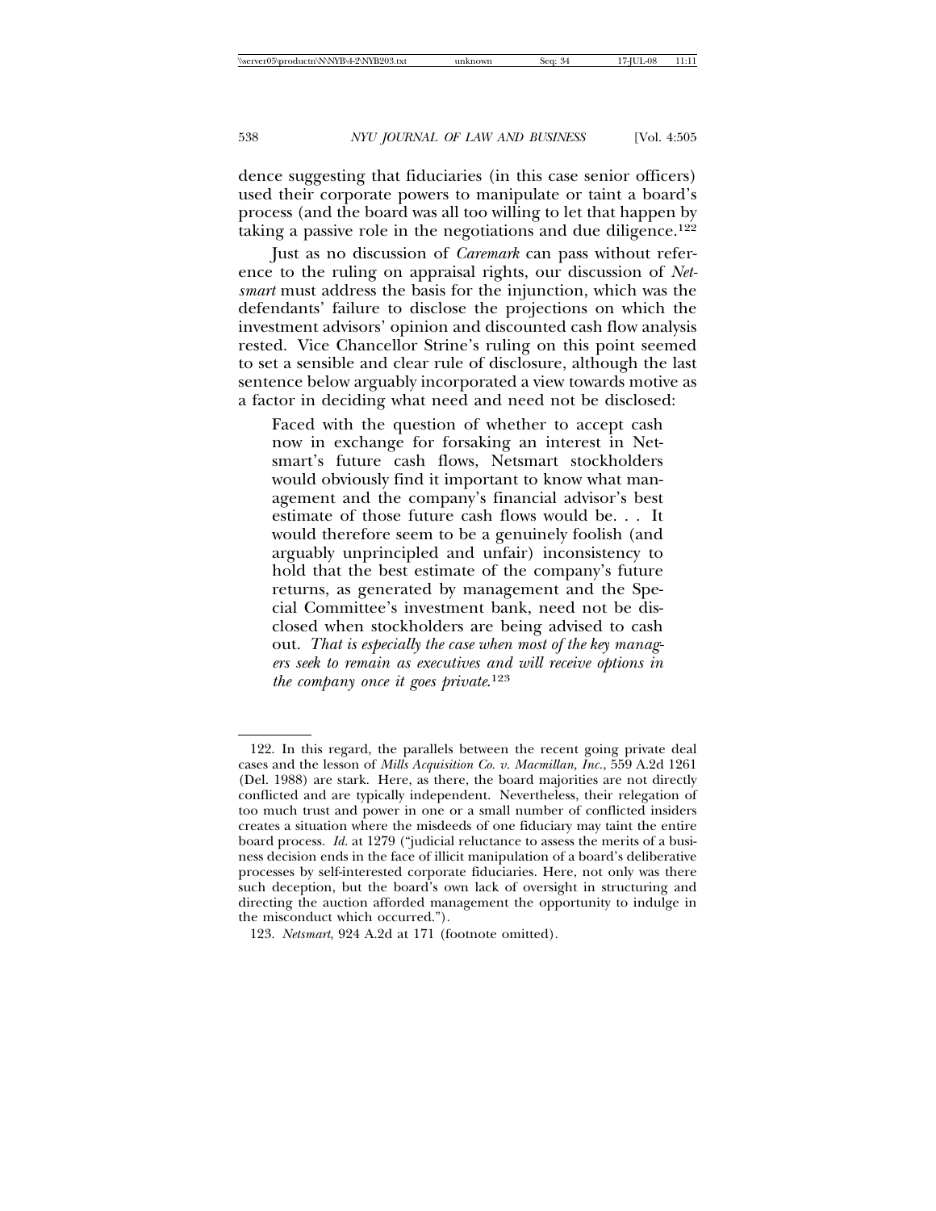dence suggesting that fiduciaries (in this case senior officers) used their corporate powers to manipulate or taint a board's process (and the board was all too willing to let that happen by taking a passive role in the negotiations and due diligence.[122]

Just as no discussion of *Caremark* can pass without reference to the ruling on appraisal rights, our discussion of *Netsmart* must address the basis for the injunction, which was the defendants' failure to disclose the projections on which the investment advisors' opinion and discounted cash flow analysis rested. Vice Chancellor Strine's ruling on this point seemed to set a sensible and clear rule of disclosure, although the last sentence below arguably incorporated a view towards motive as a factor in deciding what need and need not be disclosed:

> Faced with the question of whether to accept cash now in exchange for forsaking an interest in Netsmart's future cash flows, Netsmart stockholders would obviously find it important to know what management and the company's financial advisor's best estimate of those future cash flows would be. . . It would therefore seem to be a genuinely foolish (and arguably unprincipled and unfair) inconsistency to hold that the best estimate of the company's future returns, as generated by management and the Special Committee's investment bank, need not be disclosed when stockholders are being advised to cash out. *That is especially the case when most of the key managers seek to remain as executives and will receive options in the company once it goes private.*[123]

---

122. In this regard, the parallels between the recent going private deal cases and the lesson of *Mills Acquisition Co. v. Macmillan, Inc.*, 559 A.2d 1261 (Del. 1988) are stark. Here, as there, the board majorities are not directly conflicted and are typically independent. Nevertheless, their relegation of too much trust and power in one or a small number of conflicted insiders creates a situation where the misdeeds of one fiduciary may taint the entire board process. *Id.* at 1279 ("judicial reluctance to assess the merits of a business decision ends in the face of illicit manipulation of a board's deliberative processes by self-interested corporate fiduciaries. Here, not only was there such deception, but the board's own lack of oversight in structuring and directing the auction afforded management the opportunity to indulge in the misconduct which occurred.").

123. *Netsmart*, 924 A.2d at 171 (footnote omitted).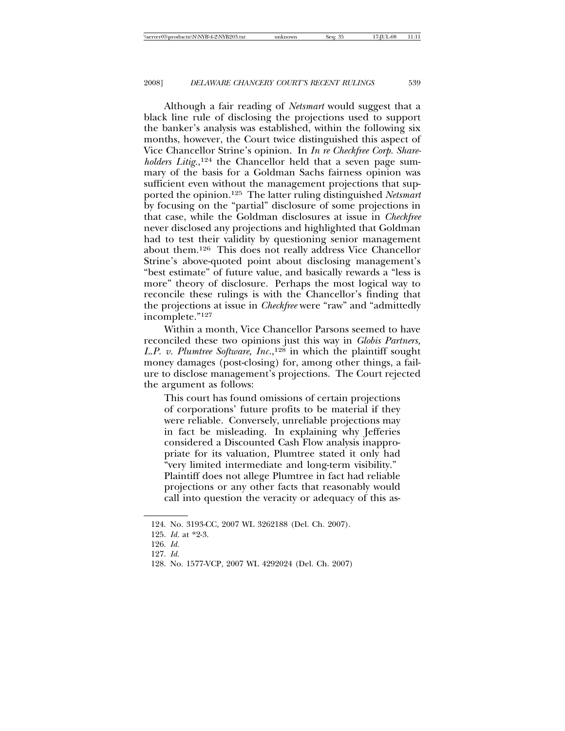Although a fair reading of *Netsmart* would suggest that a black line rule of disclosing the projections used to support the banker's analysis was established, within the following six months, however, the Court twice distinguished this aspect of Vice Chancellor Strine's opinion. In *In re Checkfree Corp. Shareholders Litig.*,[124] the Chancellor held that a seven page summary of the basis for a Goldman Sachs fairness opinion was sufficient even without the management projections that supported the opinion.[125] The latter ruling distinguished *Netsmart* by focusing on the "partial" disclosure of some projections in that case, while the Goldman disclosures at issue in *Checkfree* never disclosed any projections and highlighted that Goldman had to test their validity by questioning senior management about them.[126] This does not really address Vice Chancellor Strine's above-quoted point about disclosing management's "best estimate" of future value, and basically rewards a "less is more" theory of disclosure. Perhaps the most logical way to reconcile these rulings is with the Chancellor's finding that the projections at issue in *Checkfree* were "raw" and "admittedly incomplete."[127]

Within a month, Vice Chancellor Parsons seemed to have reconciled these two opinions just this way in *Globis Partners, L.P. v. Plumtree Software, Inc.*,[128] in which the plaintiff sought money damages (post-closing) for, among other things, a failure to disclose management's projections. The Court rejected the argument as follows:

> This court has found omissions of certain projections of corporations' future profits to be material if they were reliable. Conversely, unreliable projections may in fact be misleading. In explaining why Jefferies considered a Discounted Cash Flow analysis inappropriate for its valuation, Plumtree stated it only had "very limited intermediate and long-term visibility." Plaintiff does not allege Plumtree in fact had reliable projections or any other facts that reasonably would call into question the veracity or adequacy of this as-

---

124. No. 3193-CC, 2007 WL 3262188 (Del. Ch. 2007).

125. *Id.* at *2-3.

126. *Id.*

127. *Id.*

128. No. 1577-VCP, 2007 WL 4292024 (Del. Ch. 2007)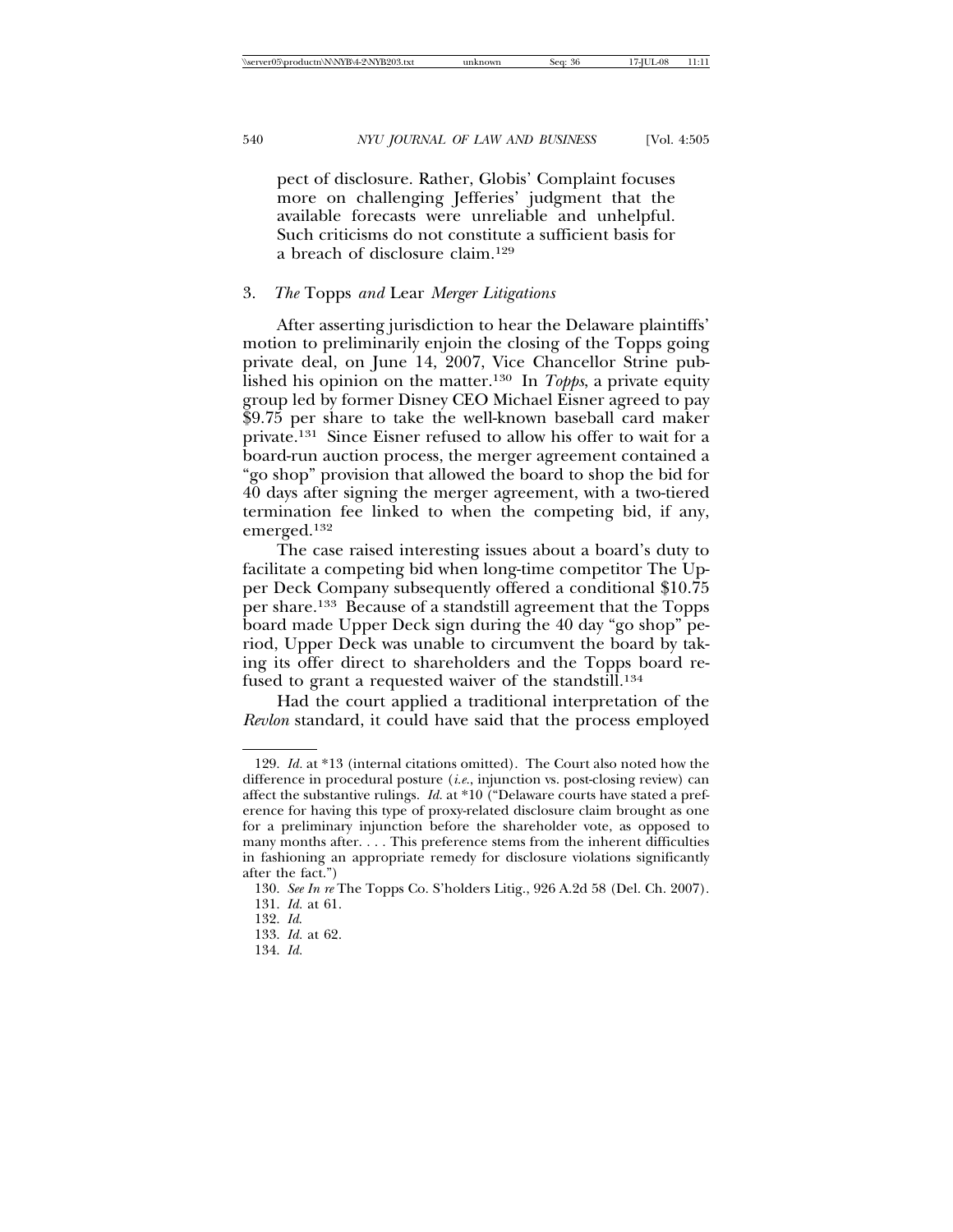pect of disclosure. Rather, Globis' Complaint focuses more on challenging Jefferies' judgment that the available forecasts were unreliable and unhelpful. Such criticisms do not constitute a sufficient basis for a breach of disclosure claim.[129]

### 3. *The* Topps *and* Lear *Merger Litigations*

After asserting jurisdiction to hear the Delaware plaintiffs' motion to preliminarily enjoin the closing of the Topps going private deal, on June 14, 2007, Vice Chancellor Strine published his opinion on the matter.[130] In *Topps*, a private equity group led by former Disney CEO Michael Eisner agreed to pay $9.75 per share to take the well-known baseball card maker private.[131] Since Eisner refused to allow his offer to wait for a board-run auction process, the merger agreement contained a "go shop" provision that allowed the board to shop the bid for 40 days after signing the merger agreement, with a two-tiered termination fee linked to when the competing bid, if any, emerged.[132]

The case raised interesting issues about a board's duty to facilitate a competing bid when long-time competitor The Upper Deck Company subsequently offered a conditional $10.75 per share.[133] Because of a standstill agreement that the Topps board made Upper Deck sign during the 40 day "go shop" period, Upper Deck was unable to circumvent the board by taking its offer direct to shareholders and the Topps board refused to grant a requested waiver of the standstill.[134]

Had the court applied a traditional interpretation of the *Revlon* standard, it could have said that the process employed

---

129. *Id.* at *13 (internal citations omitted). The Court also noted how the difference in procedural posture (*i.e.*, injunction vs. post-closing review) can affect the substantive rulings. *Id.* at *10 ("Delaware courts have stated a preference for having this type of proxy-related disclosure claim brought as one for a preliminary injunction before the shareholder vote, as opposed to many months after. . . . This preference stems from the inherent difficulties in fashioning an appropriate remedy for disclosure violations significantly after the fact.")

130. *See In re* The Topps Co. S'holders Litig., 926 A.2d 58 (Del. Ch. 2007).

131. *Id.* at 61.

132. *Id.*

133. *Id.* at 62.

134. *Id.*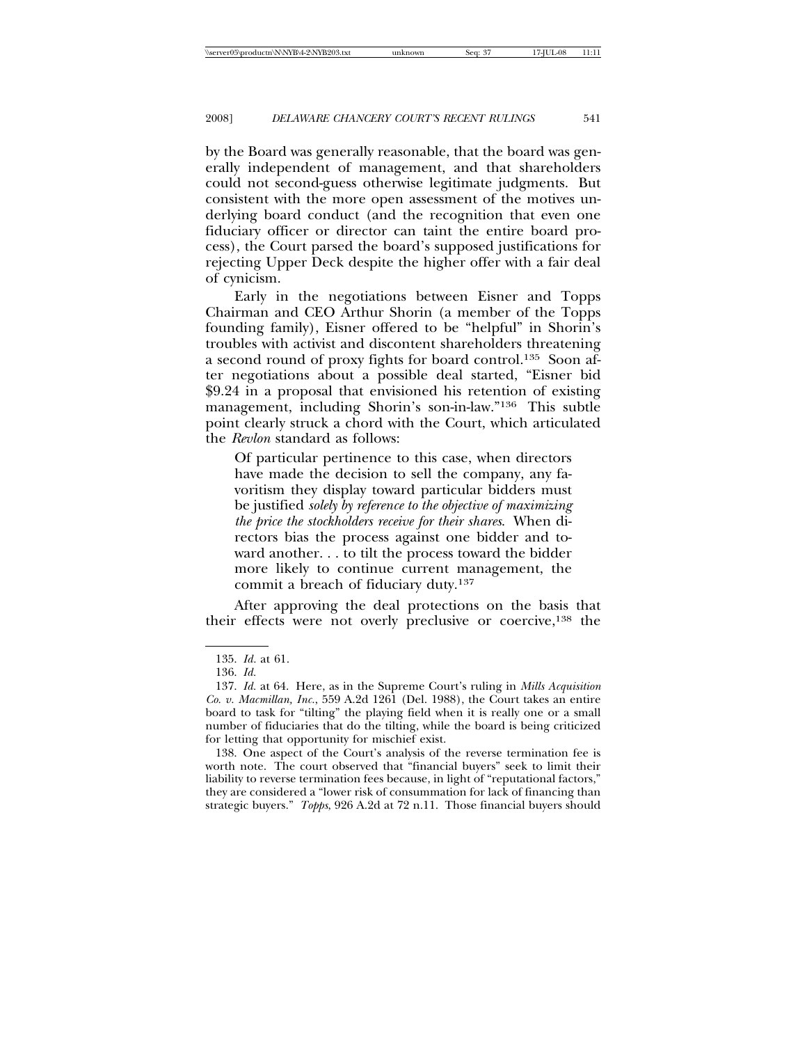by the Board was generally reasonable, that the board was generally independent of management, and that shareholders could not second-guess otherwise legitimate judgments. But consistent with the more open assessment of the motives underlying board conduct (and the recognition that even one fiduciary officer or director can taint the entire board process), the Court parsed the board's supposed justifications for rejecting Upper Deck despite the higher offer with a fair deal of cynicism.

Early in the negotiations between Eisner and Topps Chairman and CEO Arthur Shorin (a member of the Topps founding family), Eisner offered to be "helpful" in Shorin's troubles with activist and discontent shareholders threatening a second round of proxy fights for board control.[135] Soon after negotiations about a possible deal started, "Eisner bid $9.24 in a proposal that envisioned his retention of existing management, including Shorin's son-in-law."[136] This subtle point clearly struck a chord with the Court, which articulated the *Revlon* standard as follows:

> Of particular pertinence to this case, when directors have made the decision to sell the company, any favoritism they display toward particular bidders must be justified *solely by reference to the objective of maximizing the price the stockholders receive for their shares*. When directors bias the process against one bidder and toward another. . . to tilt the process toward the bidder more likely to continue current management, the commit a breach of fiduciary duty.[137]

After approving the deal protections on the basis that their effects were not overly preclusive or coercive,[138] the

---

135. *Id.* at 61.

136. *Id.*

137. *Id.* at 64. Here, as in the Supreme Court's ruling in *Mills Acquisition Co. v. Macmillan, Inc.*, 559 A.2d 1261 (Del. 1988), the Court takes an entire board to task for "tilting" the playing field when it is really one or a small number of fiduciaries that do the tilting, while the board is being criticized for letting that opportunity for mischief exist.

138. One aspect of the Court's analysis of the reverse termination fee is worth note. The court observed that "financial buyers" seek to limit their liability to reverse termination fees because, in light of "reputational factors," they are considered a "lower risk of consummation for lack of financing than strategic buyers." *Topps*, 926 A.2d at 72 n.11. Those financial buyers should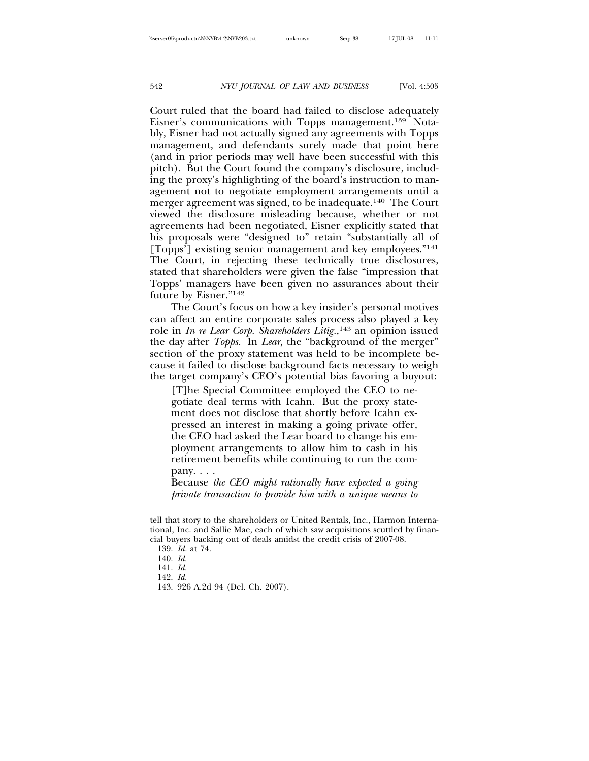Court ruled that the board had failed to disclose adequately Eisner's communications with Topps management.[139] Notably, Eisner had not actually signed any agreements with Topps management, and defendants surely made that point here (and in prior periods may well have been successful with this pitch). But the Court found the company's disclosure, including the proxy's highlighting of the board's instruction to management not to negotiate employment arrangements until a merger agreement was signed, to be inadequate.[140] The Court viewed the disclosure misleading because, whether or not agreements had been negotiated, Eisner explicitly stated that his proposals were "designed to" retain "substantially all of [Topps'] existing senior management and key employees."[141] The Court, in rejecting these technically true disclosures, stated that shareholders were given the false "impression that Topps' managers have been given no assurances about their future by Eisner."[142]

The Court's focus on how a key insider's personal motives can affect an entire corporate sales process also played a key role in *In re Lear Corp. Shareholders Litig.*,[143] an opinion issued the day after *Topps*. In *Lear*, the "background of the merger" section of the proxy statement was held to be incomplete because it failed to disclose background facts necessary to weigh the target company's CEO's potential bias favoring a buyout:

> [T]he Special Committee employed the CEO to negotiate deal terms with Icahn. But the proxy statement does not disclose that shortly before Icahn expressed an interest in making a going private offer, the CEO had asked the Lear board to change his employment arrangements to allow him to cash in his retirement benefits while continuing to run the company. . . .
>
> Because *the CEO might rationally have expected a going private transaction to provide him with a unique means to*

---

tell that story to the shareholders or United Rentals, Inc., Harmon International, Inc. and Sallie Mae, each of which saw acquisitions scuttled by financial buyers backing out of deals amidst the credit crisis of 2007-08.

139. *Id.* at 74.

140. *Id.*

141. *Id.*

142. *Id.*

143. 926 A.2d 94 (Del. Ch. 2007).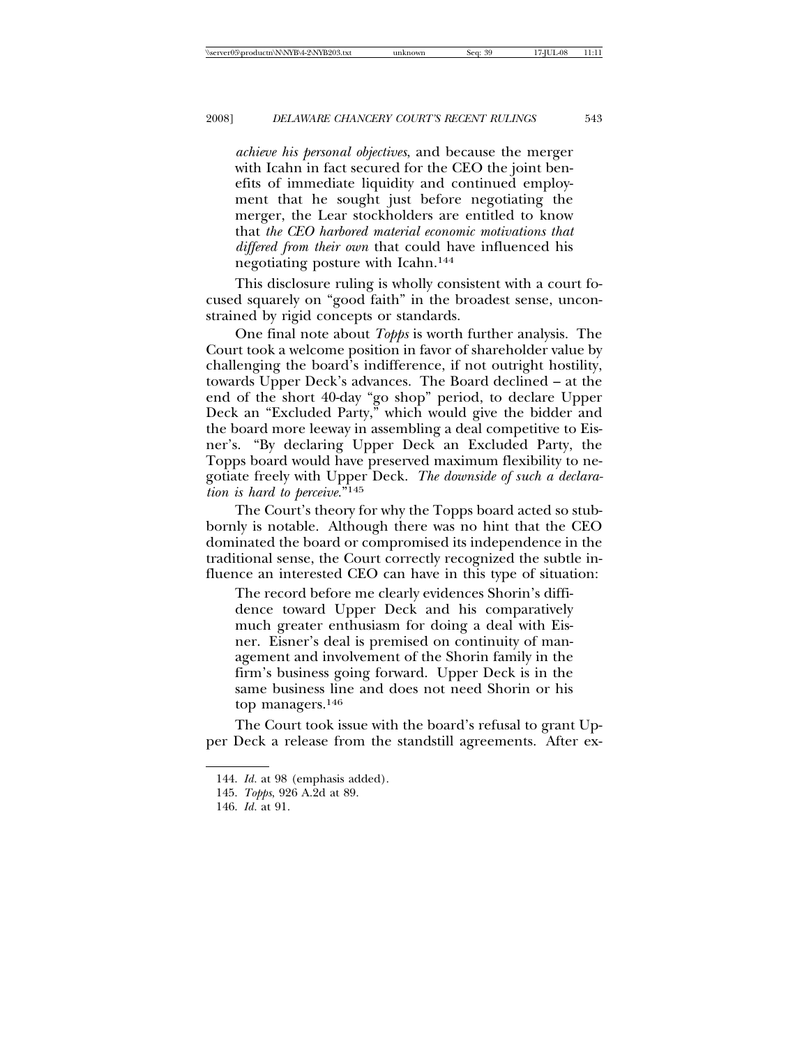*achieve his personal objectives*, and because the merger with Icahn in fact secured for the CEO the joint benefits of immediate liquidity and continued employment that he sought just before negotiating the merger, the Lear stockholders are entitled to know that *the CEO harbored material economic motivations that differed from their own* that could have influenced his negotiating posture with Icahn.[144]

This disclosure ruling is wholly consistent with a court focused squarely on "good faith" in the broadest sense, unconstrained by rigid concepts or standards.

One final note about *Topps* is worth further analysis. The Court took a welcome position in favor of shareholder value by challenging the board's indifference, if not outright hostility, towards Upper Deck's advances. The Board declined – at the end of the short 40-day "go shop" period, to declare Upper Deck an "Excluded Party," which would give the bidder and the board more leeway in assembling a deal competitive to Eisner's. "By declaring Upper Deck an Excluded Party, the Topps board would have preserved maximum flexibility to negotiate freely with Upper Deck. *The downside of such a declaration is hard to perceive.*"[145]

The Court's theory for why the Topps board acted so stubbornly is notable. Although there was no hint that the CEO dominated the board or compromised its independence in the traditional sense, the Court correctly recognized the subtle influence an interested CEO can have in this type of situation:

> The record before me clearly evidences Shorin's diffidence toward Upper Deck and his comparatively much greater enthusiasm for doing a deal with Eisner. Eisner's deal is premised on continuity of management and involvement of the Shorin family in the firm's business going forward. Upper Deck is in the same business line and does not need Shorin or his top managers.[146]

The Court took issue with the board's refusal to grant Upper Deck a release from the standstill agreements. After ex-

---

144. *Id.* at 98 (emphasis added).

145. *Topps*, 926 A.2d at 89.

146. *Id.* at 91.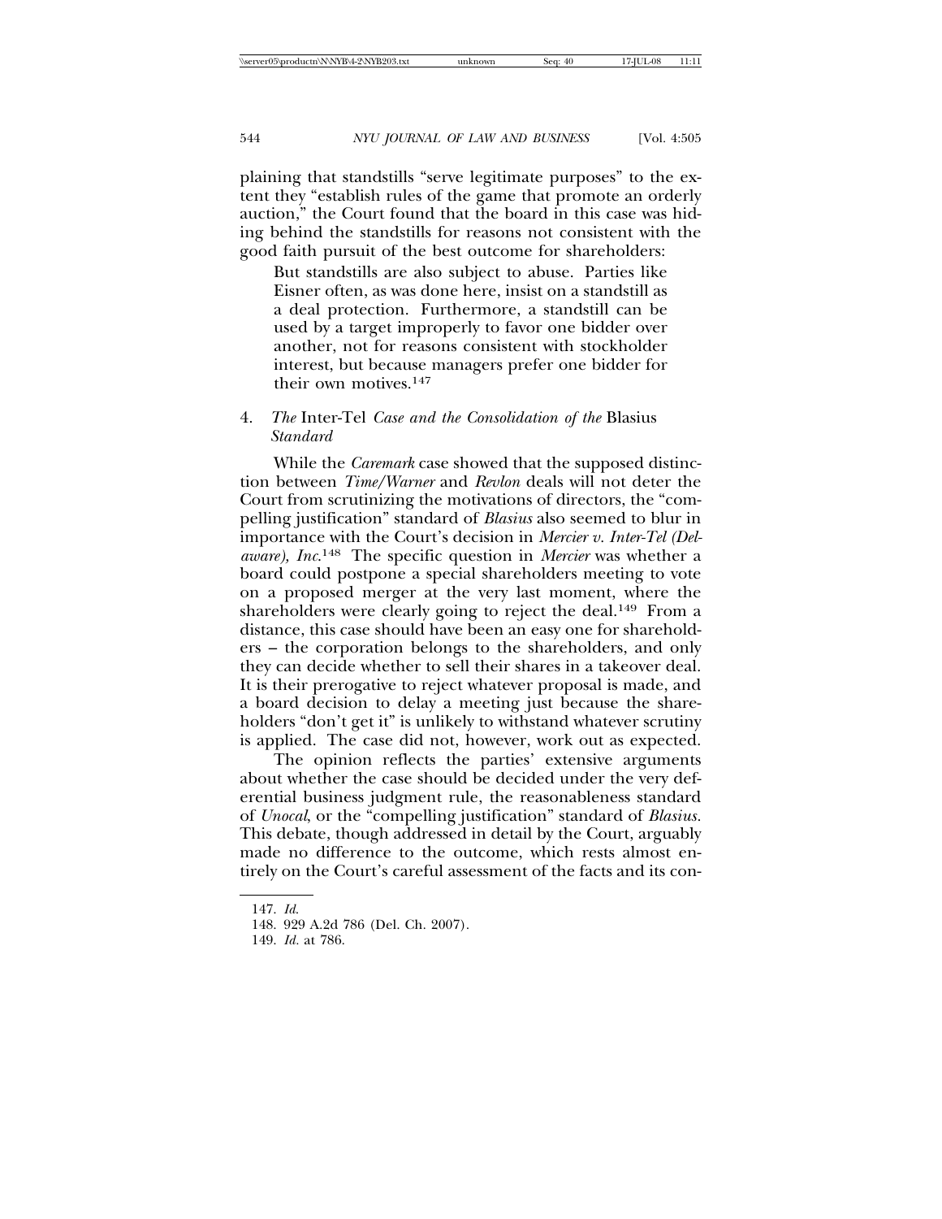plaining that standstills "serve legitimate purposes" to the extent they "establish rules of the game that promote an orderly auction," the Court found that the board in this case was hiding behind the standstills for reasons not consistent with the good faith pursuit of the best outcome for shareholders:

> But standstills are also subject to abuse. Parties like Eisner often, as was done here, insist on a standstill as a deal protection. Furthermore, a standstill can be used by a target improperly to favor one bidder over another, not for reasons consistent with stockholder interest, but because managers prefer one bidder for their own motives.[147]

#### 4. *The* Inter-Tel *Case and the Consolidation of the* Blasius *Standard*

While the *Caremark* case showed that the supposed distinction between *Time/Warner* and *Revlon* deals will not deter the Court from scrutinizing the motivations of directors, the "compelling justification" standard of *Blasius* also seemed to blur in importance with the Court's decision in *Mercier v. Inter-Tel (Delaware), Inc.*[148] The specific question in *Mercier* was whether a board could postpone a special shareholders meeting to vote on a proposed merger at the very last moment, where the shareholders were clearly going to reject the deal.[149] From a distance, this case should have been an easy one for shareholders – the corporation belongs to the shareholders, and only they can decide whether to sell their shares in a takeover deal. It is their prerogative to reject whatever proposal is made, and a board decision to delay a meeting just because the shareholders "don't get it" is unlikely to withstand whatever scrutiny is applied. The case did not, however, work out as expected.

The opinion reflects the parties' extensive arguments about whether the case should be decided under the very deferential business judgment rule, the reasonableness standard of *Unocal*, or the "compelling justification" standard of *Blasius*. This debate, though addressed in detail by the Court, arguably made no difference to the outcome, which rests almost entirely on the Court's careful assessment of the facts and its con-

147. *Id.*

148. 929 A.2d 786 (Del. Ch. 2007).

149. *Id.* at 786.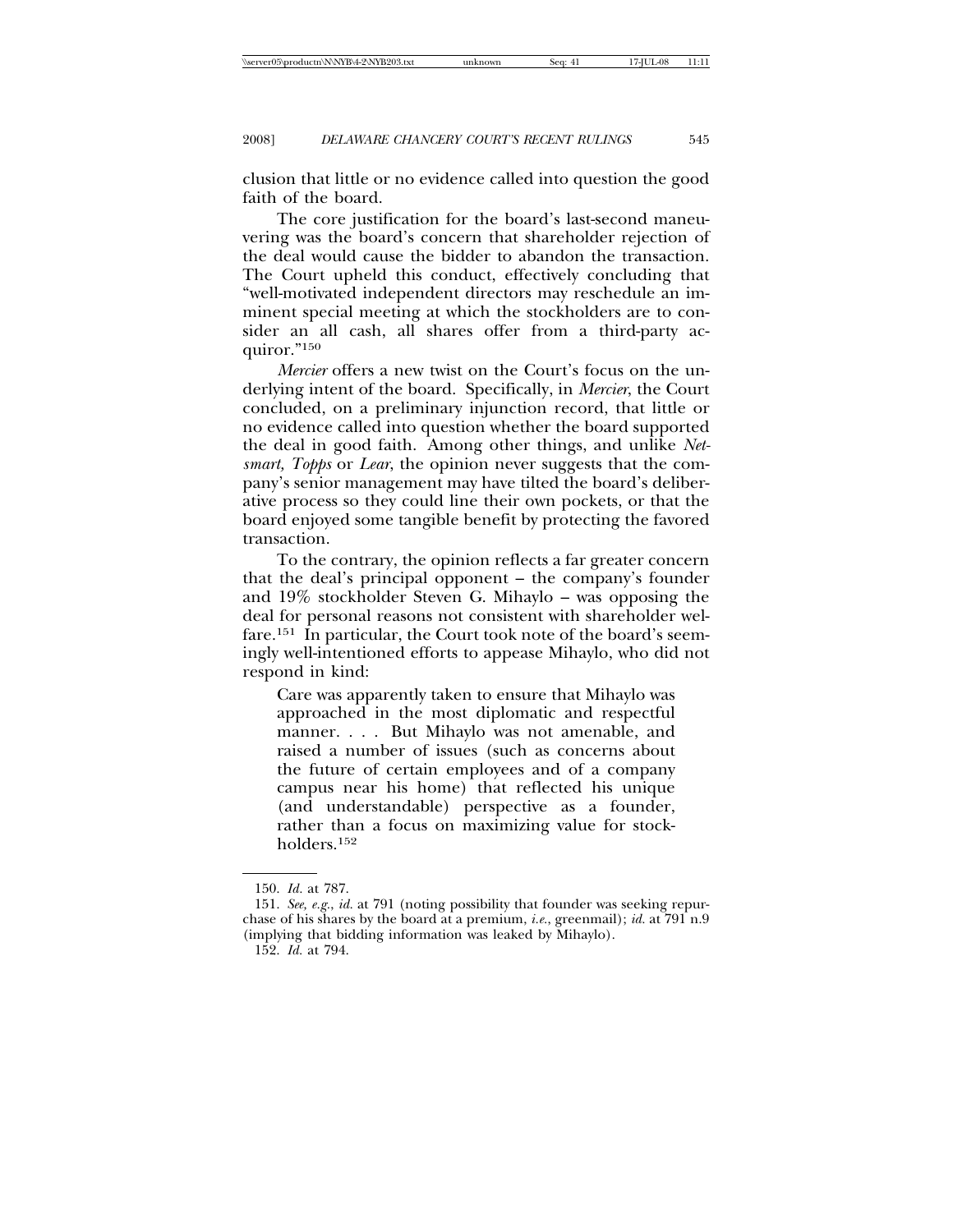clusion that little or no evidence called into question the good faith of the board.

The core justification for the board's last-second maneuvering was the board's concern that shareholder rejection of the deal would cause the bidder to abandon the transaction. The Court upheld this conduct, effectively concluding that "well-motivated independent directors may reschedule an imminent special meeting at which the stockholders are to consider an all cash, all shares offer from a third-party acquiror."[150]

*Mercier* offers a new twist on the Court's focus on the underlying intent of the board. Specifically, in *Mercier*, the Court concluded, on a preliminary injunction record, that little or no evidence called into question whether the board supported the deal in good faith. Among other things, and unlike *Netsmart, Topps* or *Lear*, the opinion never suggests that the company's senior management may have tilted the board's deliberative process so they could line their own pockets, or that the board enjoyed some tangible benefit by protecting the favored transaction.

To the contrary, the opinion reflects a far greater concern that the deal's principal opponent – the company's founder and 19% stockholder Steven G. Mihaylo – was opposing the deal for personal reasons not consistent with shareholder welfare.[151] In particular, the Court took note of the board's seemingly well-intentioned efforts to appease Mihaylo, who did not respond in kind:

> Care was apparently taken to ensure that Mihaylo was approached in the most diplomatic and respectful manner. . . . But Mihaylo was not amenable, and raised a number of issues (such as concerns about the future of certain employees and of a company campus near his home) that reflected his unique (and understandable) perspective as a founder, rather than a focus on maximizing value for stockholders.[152]

---

150. *Id.* at 787.

151. *See, e.g.*, *id.* at 791 (noting possibility that founder was seeking repurchase of his shares by the board at a premium, *i.e.*, greenmail); *id.* at 791 n.9 (implying that bidding information was leaked by Mihaylo).

152. *Id.* at 794.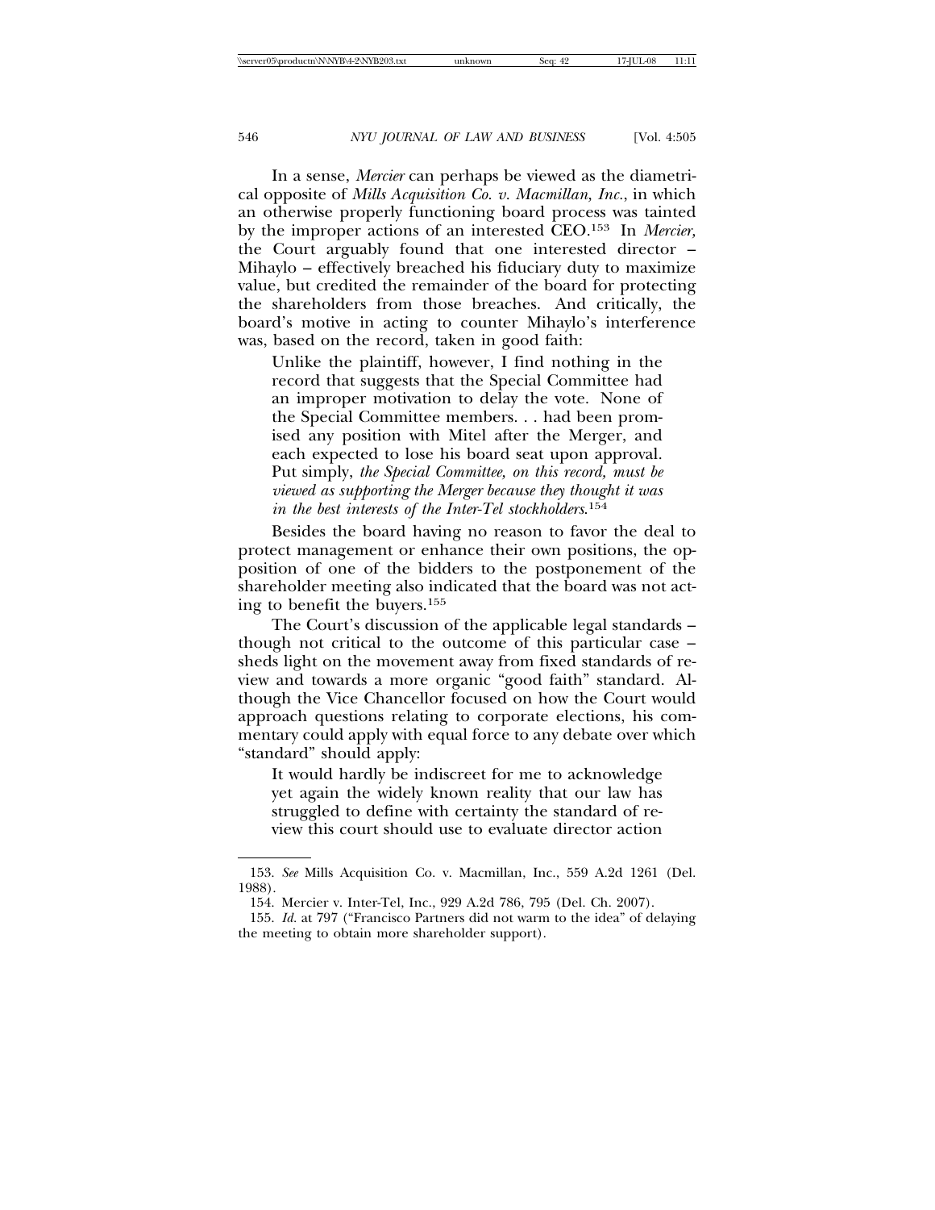In a sense, *Mercier* can perhaps be viewed as the diametrical opposite of *Mills Acquisition Co. v. Macmillan, Inc.*, in which an otherwise properly functioning board process was tainted by the improper actions of an interested CEO.[153] In *Mercier,* the Court arguably found that one interested director – Mihaylo – effectively breached his fiduciary duty to maximize value, but credited the remainder of the board for protecting the shareholders from those breaches. And critically, the board's motive in acting to counter Mihaylo's interference was, based on the record, taken in good faith:

> Unlike the plaintiff, however, I find nothing in the record that suggests that the Special Committee had an improper motivation to delay the vote. None of the Special Committee members. . . had been promised any position with Mitel after the Merger, and each expected to lose his board seat upon approval. Put simply, *the Special Committee, on this record, must be viewed as supporting the Merger because they thought it was in the best interests of the Inter-Tel stockholders*.[154]

Besides the board having no reason to favor the deal to protect management or enhance their own positions, the opposition of one of the bidders to the postponement of the shareholder meeting also indicated that the board was not acting to benefit the buyers.[155]

The Court's discussion of the applicable legal standards – though not critical to the outcome of this particular case – sheds light on the movement away from fixed standards of review and towards a more organic "good faith" standard. Although the Vice Chancellor focused on how the Court would approach questions relating to corporate elections, his commentary could apply with equal force to any debate over which "standard" should apply:

> It would hardly be indiscreet for me to acknowledge yet again the widely known reality that our law has struggled to define with certainty the standard of review this court should use to evaluate director action

---

153. *See* Mills Acquisition Co. v. Macmillan, Inc., 559 A.2d 1261 (Del. 1988).

154. Mercier v. Inter-Tel, Inc., 929 A.2d 786, 795 (Del. Ch. 2007).

155. *Id.* at 797 ("Francisco Partners did not warm to the idea" of delaying the meeting to obtain more shareholder support).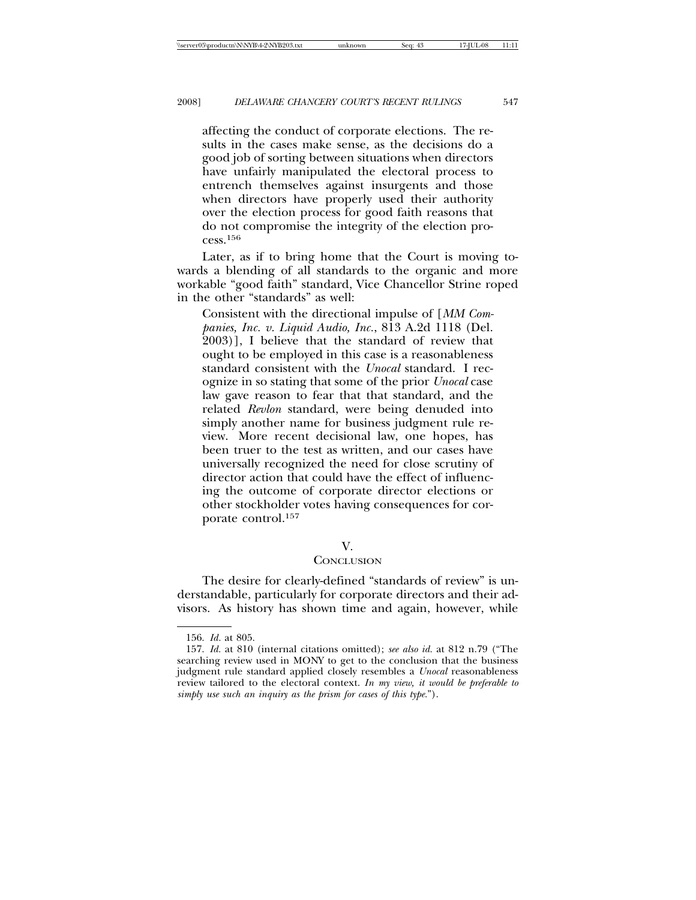> affecting the conduct of corporate elections. The results in the cases make sense, as the decisions do a good job of sorting between situations when directors have unfairly manipulated the electoral process to entrench themselves against insurgents and those when directors have properly used their authority over the election process for good faith reasons that do not compromise the integrity of the election process.[156]

Later, as if to bring home that the Court is moving towards a blending of all standards to the organic and more workable "good faith" standard, Vice Chancellor Strine roped in the other "standards" as well:

> Consistent with the directional impulse of [*MM Companies, Inc. v. Liquid Audio, Inc.*, 813 A.2d 1118 (Del. 2003)], I believe that the standard of review that ought to be employed in this case is a reasonableness standard consistent with the *Unocal* standard. I recognize in so stating that some of the prior *Unocal* case law gave reason to fear that that standard, and the related *Revlon* standard, were being denuded into simply another name for business judgment rule review. More recent decisional law, one hopes, has been truer to the test as written, and our cases have universally recognized the need for close scrutiny of director action that could have the effect of influencing the outcome of corporate director elections or other stockholder votes having consequences for corporate control.[157]

## V. CONCLUSION

The desire for clearly-defined "standards of review" is understandable, particularly for corporate directors and their advisors. As history has shown time and again, however, while

---

156. *Id.* at 805.

157. *Id.* at 810 (internal citations omitted); *see also id.* at 812 n.79 ("The searching review used in MONY to get to the conclusion that the business judgment rule standard applied closely resembles a *Unocal* reasonableness review tailored to the electoral context. *In my view, it would be preferable to simply use such an inquiry as the prism for cases of this type.*").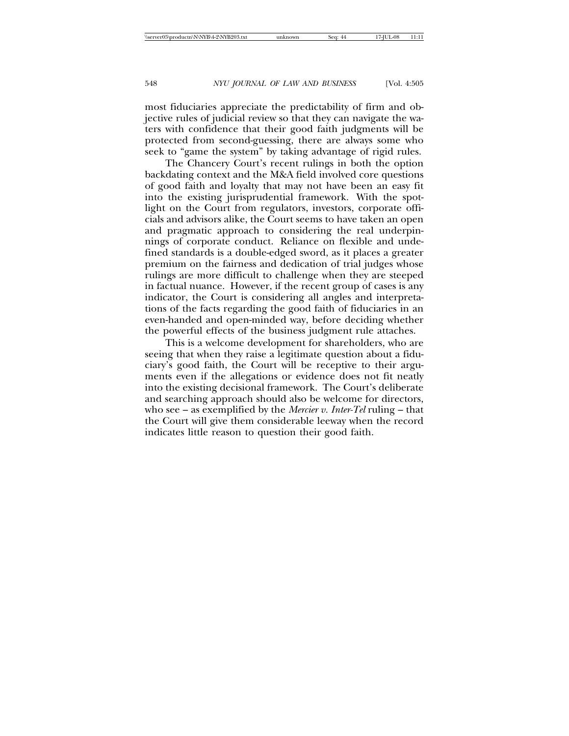most fiduciaries appreciate the predictability of firm and objective rules of judicial review so that they can navigate the waters with confidence that their good faith judgments will be protected from second-guessing, there are always some who seek to "game the system" by taking advantage of rigid rules.

The Chancery Court's recent rulings in both the option backdating context and the M&A field involved core questions of good faith and loyalty that may not have been an easy fit into the existing jurisprudential framework. With the spotlight on the Court from regulators, investors, corporate officials and advisors alike, the Court seems to have taken an open and pragmatic approach to considering the real underpinnings of corporate conduct. Reliance on flexible and undefined standards is a double-edged sword, as it places a greater premium on the fairness and dedication of trial judges whose rulings are more difficult to challenge when they are steeped in factual nuance. However, if the recent group of cases is any indicator, the Court is considering all angles and interpretations of the facts regarding the good faith of fiduciaries in an even-handed and open-minded way, before deciding whether the powerful effects of the business judgment rule attaches.

This is a welcome development for shareholders, who are seeing that when they raise a legitimate question about a fiduciary's good faith, the Court will be receptive to their arguments even if the allegations or evidence does not fit neatly into the existing decisional framework. The Court's deliberate and searching approach should also be welcome for directors, who see – as exemplified by the *Mercier v. Inter-Tel* ruling – that the Court will give them considerable leeway when the record indicates little reason to question their good faith.